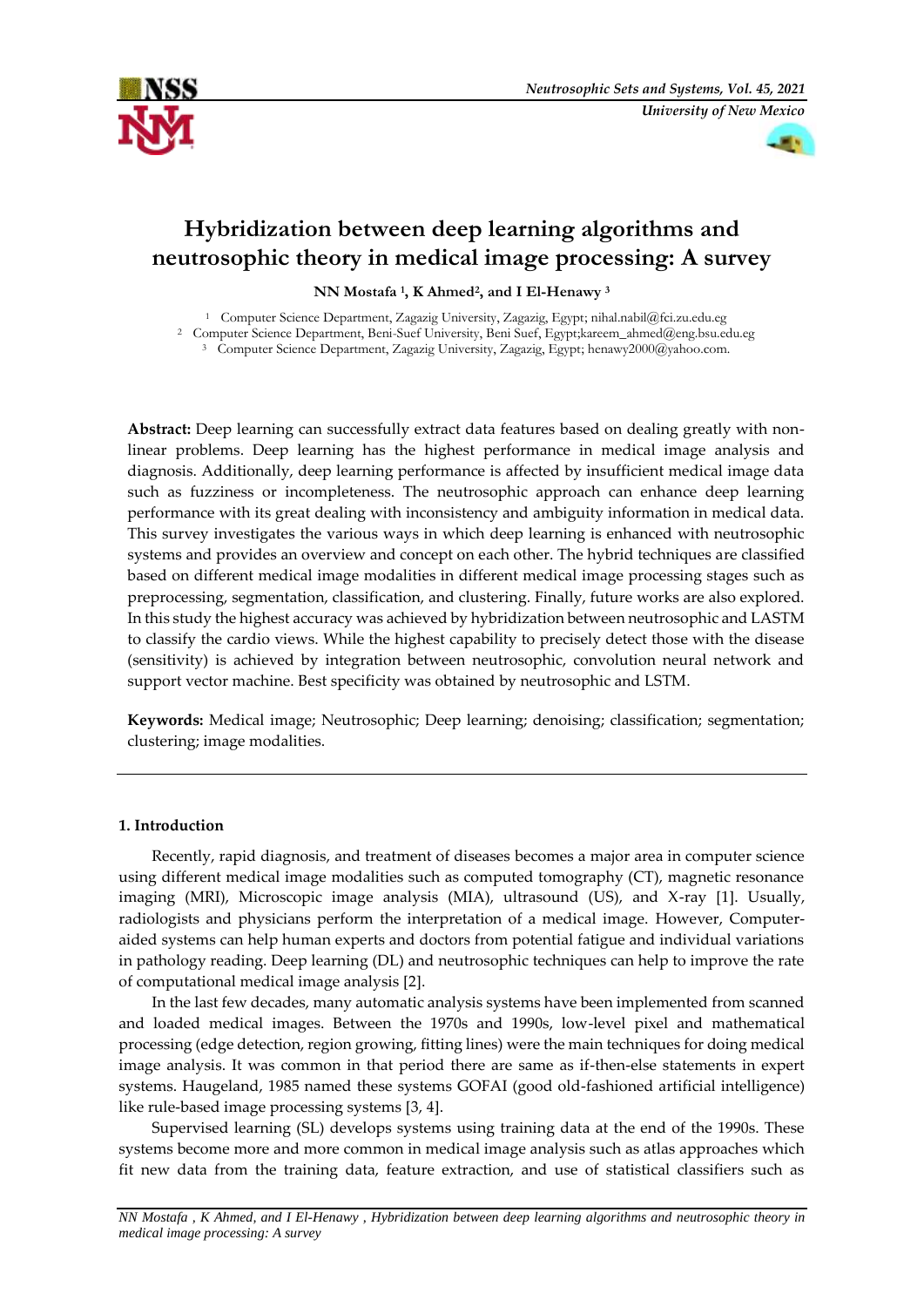# Hybridization between deep learning algorithms and neutrosophic theory in medical image processing: A survey

**NN Mostafa [1], K Ahmed[2], and I El-Henawy [3]**

[1] Computer Science Department, Zagazig University, Zagazig, Egypt; nihal.nabil@fci.zu.edu.eg
[2] Computer Science Department, Beni-Suef University, Beni Suef, Egypt;kareem_ahmed@eng.bsu.edu.eg
[3] Computer Science Department, Zagazig University, Zagazig, Egypt; henawy2000@yahoo.com.

**Abstract:** Deep learning can successfully extract data features based on dealing greatly with non-linear problems. Deep learning has the highest performance in medical image analysis and diagnosis. Additionally, deep learning performance is affected by insufficient medical image data such as fuzziness or incompleteness. The neutrosophic approach can enhance deep learning performance with its great dealing with inconsistency and ambiguity information in medical data. This survey investigates the various ways in which deep learning is enhanced with neutrosophic systems and provides an overview and concept on each other. The hybrid techniques are classified based on different medical image modalities in different medical image processing stages such as preprocessing, segmentation, classification, and clustering. Finally, future works are also explored. In this study the highest accuracy was achieved by hybridization between neutrosophic and LASTM to classify the cardio views. While the highest capability to precisely detect those with the disease (sensitivity) is achieved by integration between neutrosophic, convolution neural network and support vector machine. Best specificity was obtained by neutrosophic and LSTM.

**Keywords:** Medical image; Neutrosophic; Deep learning; denoising; classification; segmentation; clustering; image modalities.

## 1. Introduction

Recently, rapid diagnosis, and treatment of diseases becomes a major area in computer science using different medical image modalities such as computed tomography (CT), magnetic resonance imaging (MRI), Microscopic image analysis (MIA), ultrasound (US), and X-ray [1]. Usually, radiologists and physicians perform the interpretation of a medical image. However, Computer-aided systems can help human experts and doctors from potential fatigue and individual variations in pathology reading. Deep learning (DL) and neutrosophic techniques can help to improve the rate of computational medical image analysis [2].

In the last few decades, many automatic analysis systems have been implemented from scanned and loaded medical images. Between the 1970s and 1990s, low-level pixel and mathematical processing (edge detection, region growing, fitting lines) were the main techniques for doing medical image analysis. It was common in that period there are same as if-then-else statements in expert systems. Haugeland, 1985 named these systems GOFAI (good old-fashioned artificial intelligence) like rule-based image processing systems [3, 4].

Supervised learning (SL) develops systems using training data at the end of the 1990s. These systems become more and more common in medical image analysis such as atlas approaches which fit new data from the training data, feature extraction, and use of statistical classifiers such as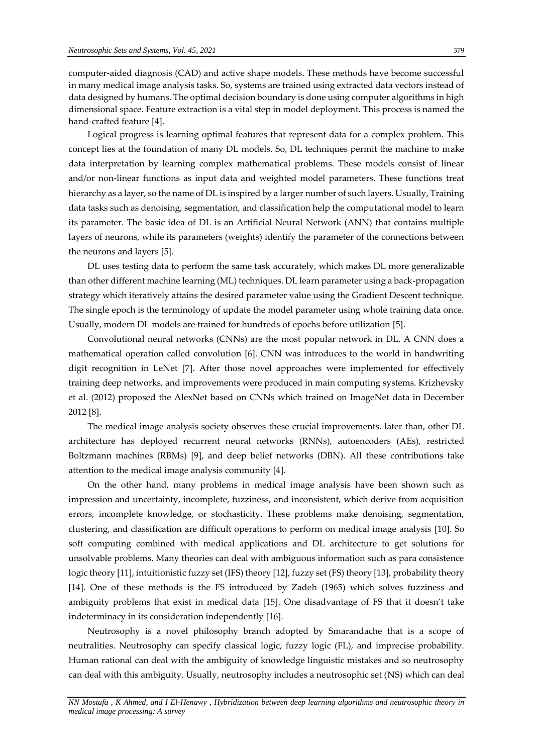computer-aided diagnosis (CAD) and active shape models. These methods have become successful in many medical image analysis tasks. So, systems are trained using extracted data vectors instead of data designed by humans. The optimal decision boundary is done using computer algorithms in high dimensional space. Feature extraction is a vital step in model deployment. This process is named the hand-crafted feature [4].

Logical progress is learning optimal features that represent data for a complex problem. This concept lies at the foundation of many DL models. So, DL techniques permit the machine to make data interpretation by learning complex mathematical problems. These models consist of linear and/or non-linear functions as input data and weighted model parameters. These functions treat hierarchy as a layer, so the name of DL is inspired by a larger number of such layers. Usually, Training data tasks such as denoising, segmentation, and classification help the computational model to learn its parameter. The basic idea of DL is an Artificial Neural Network (ANN) that contains multiple layers of neurons, while its parameters (weights) identify the parameter of the connections between the neurons and layers [5].

DL uses testing data to perform the same task accurately, which makes DL more generalizable than other different machine learning (ML) techniques. DL learn parameter using a back-propagation strategy which iteratively attains the desired parameter value using the Gradient Descent technique. The single epoch is the terminology of update the model parameter using whole training data once. Usually, modern DL models are trained for hundreds of epochs before utilization [5].

Convolutional neural networks (CNNs) are the most popular network in DL. A CNN does a mathematical operation called convolution [6]. CNN was introduces to the world in handwriting digit recognition in LeNet [7]. After those novel approaches were implemented for effectively training deep networks, and improvements were produced in main computing systems. Krizhevsky et al. (2012) proposed the AlexNet based on CNNs which trained on ImageNet data in December 2012 [8].

The medical image analysis society observes these crucial improvements. later than, other DL architecture has deployed recurrent neural networks (RNNs), autoencoders (AEs), restricted Boltzmann machines (RBMs) [9], and deep belief networks (DBN). All these contributions take attention to the medical image analysis community [4].

On the other hand, many problems in medical image analysis have been shown such as impression and uncertainty, incomplete, fuzziness, and inconsistent, which derive from acquisition errors, incomplete knowledge, or stochasticity. These problems make denoising, segmentation, clustering, and classification are difficult operations to perform on medical image analysis [10]. So soft computing combined with medical applications and DL architecture to get solutions for unsolvable problems. Many theories can deal with ambiguous information such as para consistence logic theory [11], intuitionistic fuzzy set (IFS) theory [12], fuzzy set (FS) theory [13], probability theory [14]. One of these methods is the FS introduced by Zadeh (1965) which solves fuzziness and ambiguity problems that exist in medical data [15]. One disadvantage of FS that it doesn't take indeterminacy in its consideration independently [16].

Neutrosophy is a novel philosophy branch adopted by Smarandache that is a scope of neutralities. Neutrosophy can specify classical logic, fuzzy logic (FL), and imprecise probability. Human rational can deal with the ambiguity of knowledge linguistic mistakes and so neutrosophy can deal with this ambiguity. Usually, neutrosophy includes a neutrosophic set (NS) which can deal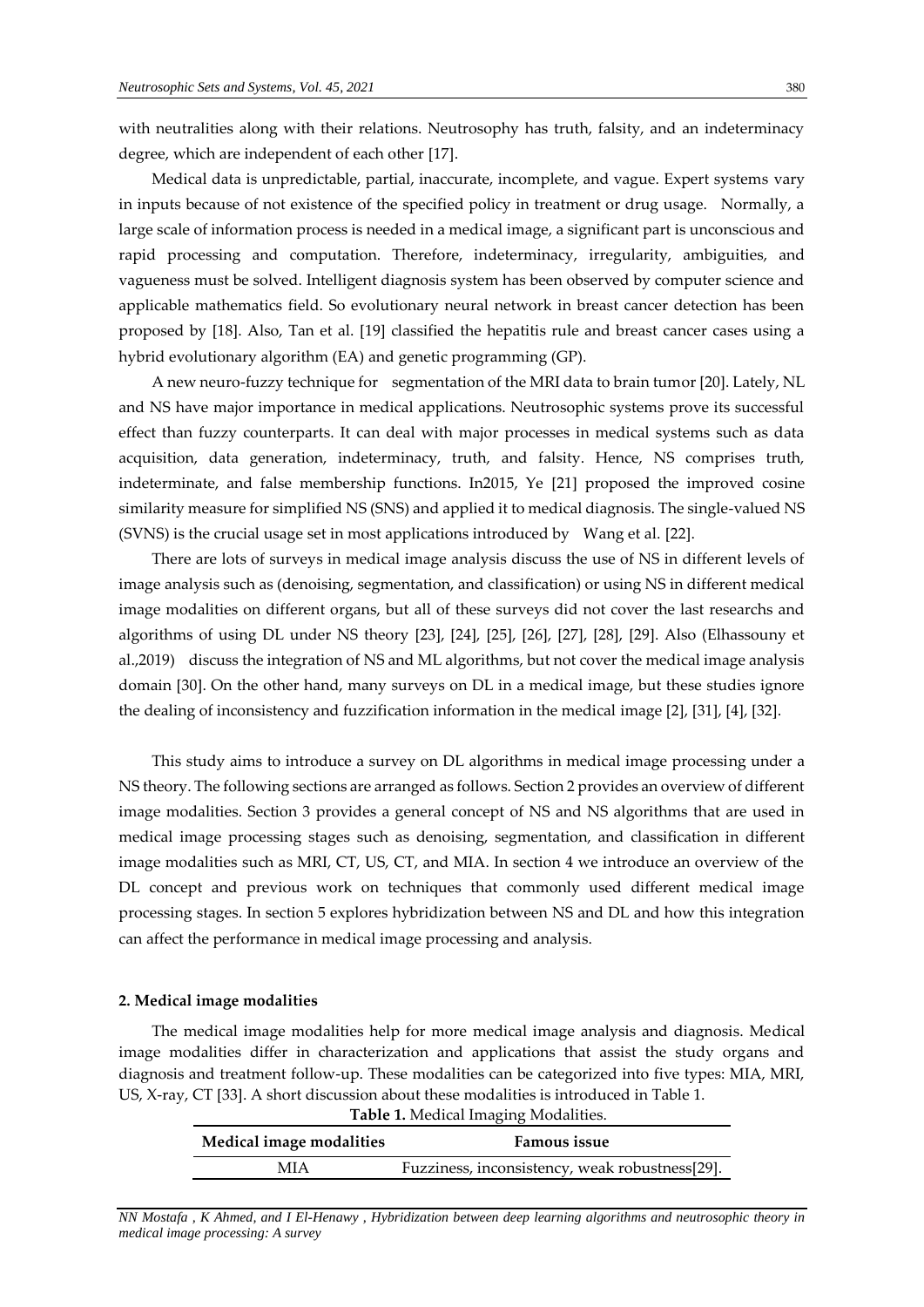with neutralities along with their relations. Neutrosophy has truth, falsity, and an indeterminacy degree, which are independent of each other [17].

Medical data is unpredictable, partial, inaccurate, incomplete, and vague. Expert systems vary in inputs because of not existence of the specified policy in treatment or drug usage. Normally, a large scale of information process is needed in a medical image, a significant part is unconscious and rapid processing and computation. Therefore, indeterminacy, irregularity, ambiguities, and vagueness must be solved. Intelligent diagnosis system has been observed by computer science and applicable mathematics field. So evolutionary neural network in breast cancer detection has been proposed by [18]. Also, Tan et al. [19] classified the hepatitis rule and breast cancer cases using a hybrid evolutionary algorithm (EA) and genetic programming (GP).

A new neuro-fuzzy technique for segmentation of the MRI data to brain tumor [20]. Lately, NL and NS have major importance in medical applications. Neutrosophic systems prove its successful effect than fuzzy counterparts. It can deal with major processes in medical systems such as data acquisition, data generation, indeterminacy, truth, and falsity. Hence, NS comprises truth, indeterminate, and false membership functions. In2015, Ye [21] proposed the improved cosine similarity measure for simplified NS (SNS) and applied it to medical diagnosis. The single-valued NS (SVNS) is the crucial usage set in most applications introduced by Wang et al. [22].

There are lots of surveys in medical image analysis discuss the use of NS in different levels of image analysis such as (denoising, segmentation, and classification) or using NS in different medical image modalities on different organs, but all of these surveys did not cover the last researchs and algorithms of using DL under NS theory [23], [24], [25], [26], [27], [28], [29]. Also (Elhassouny et al.,2019) discuss the integration of NS and ML algorithms, but not cover the medical image analysis domain [30]. On the other hand, many surveys on DL in a medical image, but these studies ignore the dealing of inconsistency and fuzzification information in the medical image [2], [31], [4], [32].

This study aims to introduce a survey on DL algorithms in medical image processing under a NS theory. The following sections are arranged as follows. Section 2 provides an overview of different image modalities. Section 3 provides a general concept of NS and NS algorithms that are used in medical image processing stages such as denoising, segmentation, and classification in different image modalities such as MRI, CT, US, CT, and MIA. In section 4 we introduce an overview of the DL concept and previous work on techniques that commonly used different medical image processing stages. In section 5 explores hybridization between NS and DL and how this integration can affect the performance in medical image processing and analysis.

## 2. Medical image modalities

The medical image modalities help for more medical image analysis and diagnosis. Medical image modalities differ in characterization and applications that assist the study organs and diagnosis and treatment follow-up. These modalities can be categorized into five types: MIA, MRI, US, X-ray, CT [33]. A short discussion about these modalities is introduced in Table 1.

**Table 1.** Medical Imaging Modalities.

| Medical image modalities | Famous issue |
|---|---|
| MIA | Fuzziness, inconsistency, weak robustness[29]. |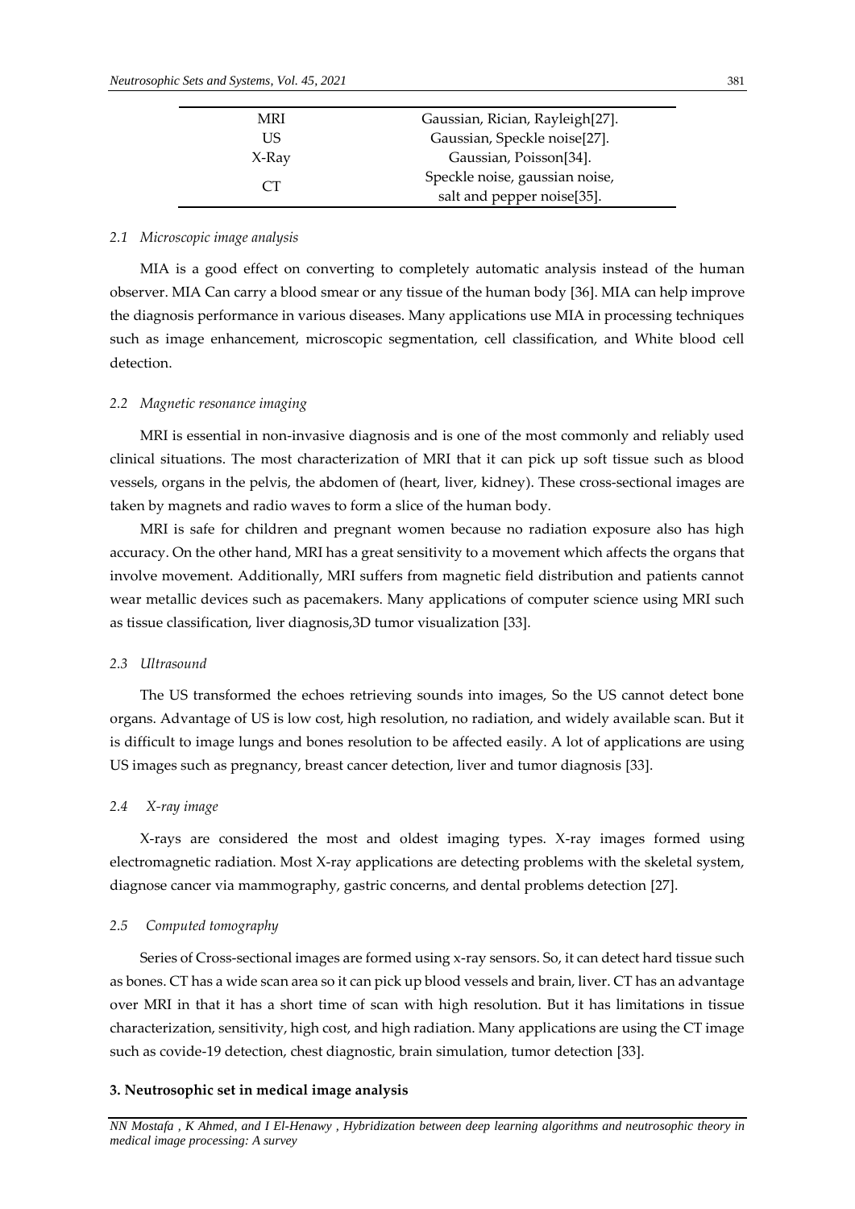| | |
|---|---|
| MRI | Gaussian, Rician, Rayleigh[27]. |
| US | Gaussian, Speckle noise[27]. |
| X-Ray | Gaussian, Poisson[34]. |
| CT | Speckle noise, gaussian noise, salt and pepper noise[35]. |

### *2.1 Microscopic image analysis*

MIA is a good effect on converting to completely automatic analysis instead of the human observer. MIA Can carry a blood smear or any tissue of the human body [36]. MIA can help improve the diagnosis performance in various diseases. Many applications use MIA in processing techniques such as image enhancement, microscopic segmentation, cell classification, and White blood cell detection.

### *2.2 Magnetic resonance imaging*

MRI is essential in non-invasive diagnosis and is one of the most commonly and reliably used clinical situations. The most characterization of MRI that it can pick up soft tissue such as blood vessels, organs in the pelvis, the abdomen of (heart, liver, kidney). These cross-sectional images are taken by magnets and radio waves to form a slice of the human body.

MRI is safe for children and pregnant women because no radiation exposure also has high accuracy. On the other hand, MRI has a great sensitivity to a movement which affects the organs that involve movement. Additionally, MRI suffers from magnetic field distribution and patients cannot wear metallic devices such as pacemakers. Many applications of computer science using MRI such as tissue classification, liver diagnosis,3D tumor visualization [33].

### *2.3 Ultrasound*

The US transformed the echoes retrieving sounds into images, So the US cannot detect bone organs. Advantage of US is low cost, high resolution, no radiation, and widely available scan. But it is difficult to image lungs and bones resolution to be affected easily. A lot of applications are using US images such as pregnancy, breast cancer detection, liver and tumor diagnosis [33].

### *2.4 X-ray image*

X-rays are considered the most and oldest imaging types. X-ray images formed using electromagnetic radiation. Most X-ray applications are detecting problems with the skeletal system, diagnose cancer via mammography, gastric concerns, and dental problems detection [27].

### *2.5 Computed tomography*

Series of Cross-sectional images are formed using x-ray sensors. So, it can detect hard tissue such as bones. CT has a wide scan area so it can pick up blood vessels and brain, liver. CT has an advantage over MRI in that it has a short time of scan with high resolution. But it has limitations in tissue characterization, sensitivity, high cost, and high radiation. Many applications are using the CT image such as covide-19 detection, chest diagnostic, brain simulation, tumor detection [33].

## **3. Neutrosophic set in medical image analysis**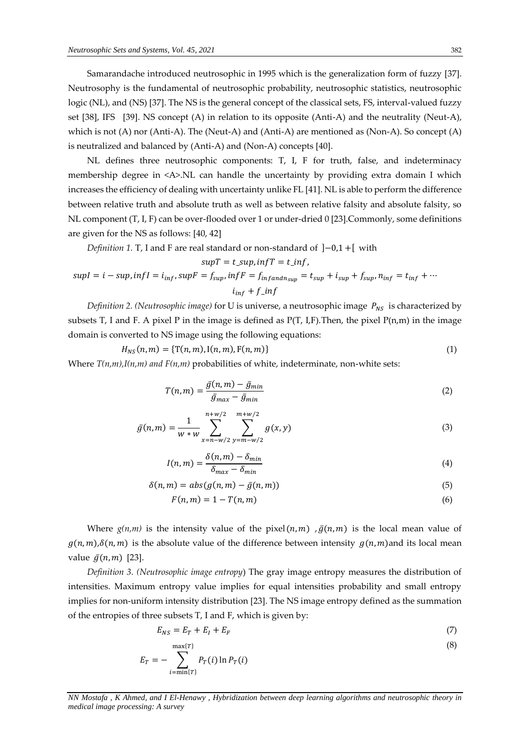Samarandache introduced neutrosophic in 1995 which is the generalization form of fuzzy [37]. Neutrosophy is the fundamental of neutrosophic probability, neutrosophic statistics, neutrosophic logic (NL), and (NS) [37]. The NS is the general concept of the classical sets, FS, interval-valued fuzzy set [38], IFS [39]. NS concept (A) in relation to its opposite (Anti-A) and the neutrality (Neut-A), which is not (A) nor (Anti-A). The (Neut-A) and (Anti-A) are mentioned as (Non-A). So concept (A) is neutralized and balanced by (Anti-A) and (Non-A) concepts [40].

NL defines three neutrosophic components: T, I, F for truth, false, and indeterminacy membership degree in <A>.NL can handle the uncertainty by providing extra domain I which increases the efficiency of dealing with uncertainty unlike FL [41]. NL is able to perform the difference between relative truth and absolute truth as well as between relative falsity and absolute falsity, so NL component (T, I, F) can be over-flooded over 1 or under-dried 0 [23].Commonly, some definitions are given for the NS as follows: [40, 42]

*Definition 1.* T, I and F are real standard or non-standard of $]-0,1+[$ with

$$supT = t\_sup, infT = t\_inf,$$

$$supI = i - sup, infI = i_{inf}, supF = f_{sup}, infF = f_{inf and n_{sup}} = t_{sup} + i_{sup} + f_{sup}, n_{inf} = t_{inf} + \cdots$$

$$i_{inf} + f\_inf$$

*Definition 2. (Neutrosophic image)* for U is universe, a neutrosophic image $P_{NS}$ is characterized by subsets T, I and F. A pixel P in the image is defined as P(T, I,F).Then, the pixel P(n,m) in the image domain is converted to NS image using the following equations:

$$H_{NS}(n,m) = \{T(n,m), I(n,m), F(n,m)\} \tag{1}$$

Where *T(n,m),I(n,m) and F(n,m)* probabilities of white, indeterminate, non-white sets:

$$T(n,m) = \frac{\bar{g}(n,m) - \bar{g}_{min}}{\bar{g}_{max} - \bar{g}_{min}} \tag{2}$$

$$\bar{g}(n,m) = \frac{1}{w * w} \sum_{x=n-w/2}^{n+w/2} \sum_{y=m-w/2}^{m+w/2} g(x,y) \tag{3}$$

$$I(n,m) = \frac{\delta(n,m) - \delta_{min}}{\delta_{max} - \delta_{min}} \tag{4}$$

$$\delta(n,m) = abs(g(n,m) - \bar{g}(n,m)) \tag{5}$$

$$F(n,m) = 1 - T(n,m) \tag{6}$$

Where $g(n,m)$ is the intensity value of the pixel $(n,m)$, $\bar{g}(n,m)$ is the local mean value of $g(n,m)$, $\delta(n,m)$ is the absolute value of the difference between intensity $g(n,m)$ and its local mean value $\bar{g}(n,m)$ [23].

*Definition 3. (Neutrosophic image entropy)* The gray image entropy measures the distribution of intensities. Maximum entropy value implies for equal intensities probability and small entropy implies for non-uniform intensity distribution [23]. The NS image entropy defined as the summation of the entropies of three subsets T, I and F, which is given by:

$$E_{NS} = E_T + E_I + E_F \tag{7}$$

$$E_T = -\sum_{i=\min\{T\}}^{\max\{T\}} P_T(i) \ln P_T(i) \tag{8}$$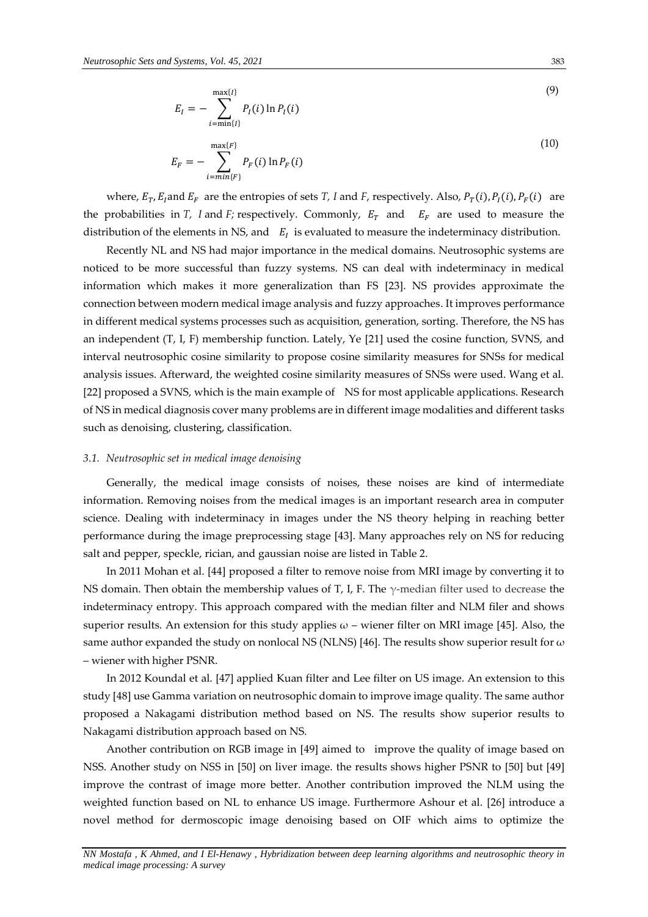$$E_I = - \sum_{i=\min\{I\}}^{\max\{I\}} P_I(i) \ln P_I(i) \tag{9}$$

$$E_F = - \sum_{i=min\{F\}}^{\max\{F\}} P_F(i) \ln P_F(i) \tag{10}$$

where, $E_T$, $E_I$ and $E_F$ are the entropies of sets *T, I* and *F*, respectively. Also, $P_T(i), P_I(i), P_F(i)$ are the probabilities in *T, I* and *F;* respectively. Commonly, $E_T$ and $E_F$ are used to measure the distribution of the elements in NS, and $E_I$ is evaluated to measure the indeterminacy distribution.

Recently NL and NS had major importance in the medical domains. Neutrosophic systems are noticed to be more successful than fuzzy systems. NS can deal with indeterminacy in medical information which makes it more generalization than FS [23]. NS provides approximate the connection between modern medical image analysis and fuzzy approaches. It improves performance in different medical systems processes such as acquisition, generation, sorting. Therefore, the NS has an independent (T, I, F) membership function. Lately, Ye [21] used the cosine function, SVNS, and interval neutrosophic cosine similarity to propose cosine similarity measures for SNSs for medical analysis issues. Afterward, the weighted cosine similarity measures of SNSs were used. Wang et al. [22] proposed a SVNS, which is the main example of NS for most applicable applications. Research of NS in medical diagnosis cover many problems are in different image modalities and different tasks such as denoising, clustering, classification.

### *3.1. Neutrosophic set in medical image denoising*

Generally, the medical image consists of noises, these noises are kind of intermediate information. Removing noises from the medical images is an important research area in computer science. Dealing with indeterminacy in images under the NS theory helping in reaching better performance during the image preprocessing stage [43]. Many approaches rely on NS for reducing salt and pepper, speckle, rician, and gaussian noise are listed in Table 2.

In 2011 Mohan et al. [44] proposed a filter to remove noise from MRI image by converting it to NS domain. Then obtain the membership values of T, I, F. The $\gamma$-median filter used to decrease the indeterminacy entropy. This approach compared with the median filter and NLM filer and shows superior results. An extension for this study applies $\omega$ – wiener filter on MRI image [45]. Also, the same author expanded the study on nonlocal NS (NLNS) [46]. The results show superior result for $\omega$ – wiener with higher PSNR.

In 2012 Koundal et al. [47] applied Kuan filter and Lee filter on US image. An extension to this study [48] use Gamma variation on neutrosophic domain to improve image quality. The same author proposed a Nakagami distribution method based on NS. The results show superior results to Nakagami distribution approach based on NS.

Another contribution on RGB image in [49] aimed to improve the quality of image based on NSS. Another study on NSS in [50] on liver image. the results shows higher PSNR to [50] but [49] improve the contrast of image more better. Another contribution improved the NLM using the weighted function based on NL to enhance US image. Furthermore Ashour et al. [26] introduce a novel method for dermoscopic image denoising based on OIF which aims to optimize the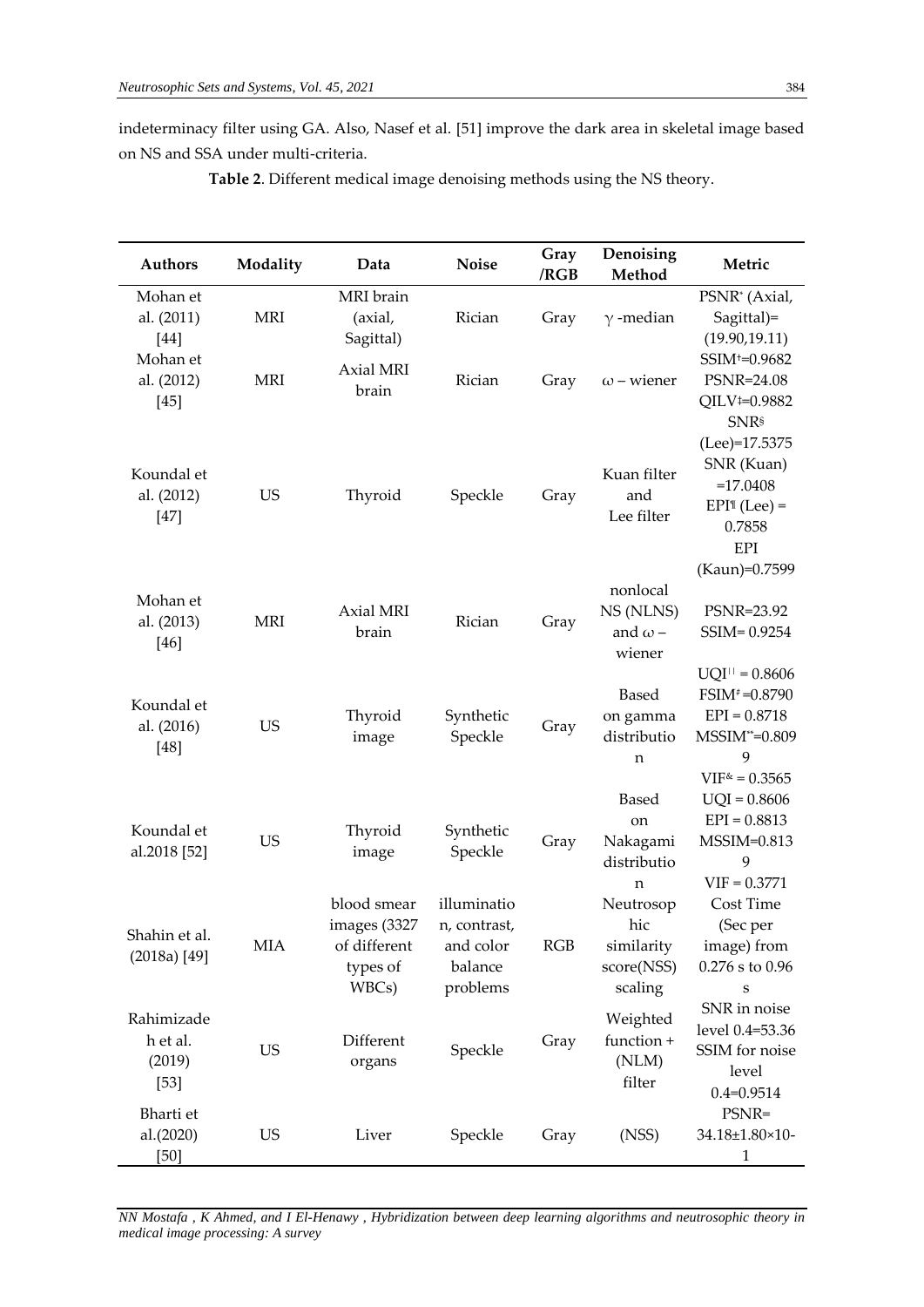indeterminacy filter using GA. Also, Nasef et al. [51] improve the dark area in skeletal image based on NS and SSA under multi-criteria.

**Table 2**. Different medical image denoising methods using the NS theory.

| Authors | Modality | Data | Noise | Gray /RGB | Denoising Method | Metric |
|---|---|---|---|---|---|---|
| Mohan et al. (2011) [44] | MRI | MRI brain (axial, Sagittal) | Rician | Gray | $\gamma$ -median | PSNR* (Axial, Sagittal)= (19.90,19.11) |
| Mohan et al. (2012) [45] | MRI | Axial MRI brain | Rician | Gray | $\omega$ – wiener | SSIM†=0.9682 PSNR=24.08 QILV‡=0.9882 |
| Koundal et al. (2012) [47] | US | Thyroid | Speckle | Gray | Kuan filter and Lee filter | SNR§ (Lee)=17.5375 SNR (Kuan) =17.0408 EPI¶ (Lee) = 0.7858 EPI (Kaun)=0.7599 |
| Mohan et al. (2013) [46] | MRI | Axial MRI brain | Rician | Gray | nonlocal NS (NLNS) and $\omega$ – wiener | PSNR=23.92 SSIM= 0.9254 |
| Koundal et al. (2016) [48] | US | Thyroid image | Synthetic Speckle | Gray | Based on gamma distribution | UQI†† = 0.8606 FSIM‡ =0.8790 EPI = 0.8718 MSSIM**=0.8099 VIF& = 0.3565 |
| Koundal et al.2018 [52] | US | Thyroid image | Synthetic Speckle | Gray | Based on Nakagami distribution | UQI = 0.8606 EPI = 0.8813 MSSIM=0.8139 VIF = 0.3771 |
| Shahin et al. (2018a) [49] | MIA | blood smear images (3327 of different types of WBCs) | illumination, contrast, and color balance problems | RGB | Neutrosophic similarity score(NSS) scaling | Cost Time (Sec per image) from 0.276 s to 0.96 s |
| Rahimizadeh et al. (2019) [53] | US | Different organs | Speckle | Gray | Weighted function + (NLM) filter | SNR in noise level 0.4=53.36 SSIM for noise level 0.4=0.9514 |
| Bharti et al.(2020) [50] | US | Liver | Speckle | Gray | (NSS) | PSNR= 34.18±1.80×10-1 |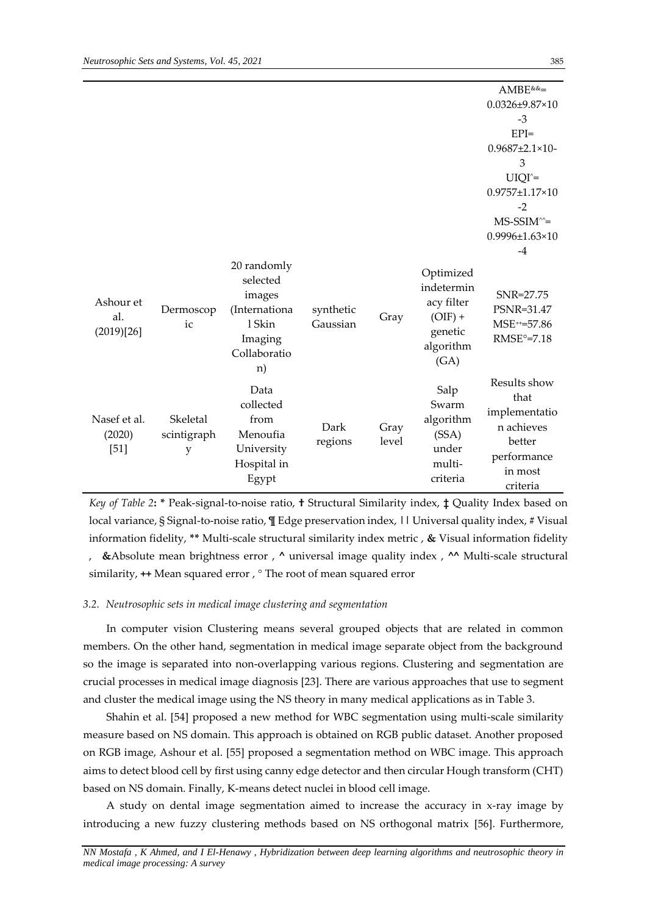| | | | | | | AMBE[&&]= $0.0326 \pm 9.87 \times 10^{-3}$ EPI= $0.9687 \pm 2.1 \times 10^{-3}$ UIQI[^]= $0.9757 \pm 1.17 \times 10^{-2}$ MS-SSIM[^^]= $0.9996 \pm 1.63 \times 10^{-4}$ |
|---|---|---|---|---|---|---|
| Ashour et al. (2019)[26] | Dermoscopic | 20 randomly selected images (International Skin Imaging Collaboration) | synthetic Gaussian | Gray | Optimized indeterminacy filter (OIF) + genetic algorithm (GA) | SNR=27.75 PSNR=31.47 MSE[++]=57.86 RMSE[°]=7.18 |
| Nasef et al. (2020) [51] | Skeletal scintigraphy | Data collected from Menoufia University Hospital in Egypt | Dark regions | Gray level | Salp Swarm algorithm (SSA) under multi-criteria | Results show that implementation achieves better performance in most criteria |

*Key of Table 2*: * Peak-signal-to-noise ratio, † Structural Similarity index, ‡ Quality Index based on local variance, § Signal-to-noise ratio, ¶ Edge preservation index, | | Universal quality index, # Visual information fidelity, ** Multi-scale structural similarity index metric , & Visual information fidelity , &Absolute mean brightness error , ^ universal image quality index , ^^ Multi-scale structural similarity, ++ Mean squared error , ° The root of mean squared error

### *3.2. Neutrosophic sets in medical image clustering and segmentation*

In computer vision Clustering means several grouped objects that are related in common members. On the other hand, segmentation in medical image separate object from the background so the image is separated into non-overlapping various regions. Clustering and segmentation are crucial processes in medical image diagnosis [23]. There are various approaches that use to segment and cluster the medical image using the NS theory in many medical applications as in Table 3.

Shahin et al. [54] proposed a new method for WBC segmentation using multi-scale similarity measure based on NS domain. This approach is obtained on RGB public dataset. Another proposed on RGB image, Ashour et al. [55] proposed a segmentation method on WBC image. This approach aims to detect blood cell by first using canny edge detector and then circular Hough transform (CHT) based on NS domain. Finally, K-means detect nuclei in blood cell image.

A study on dental image segmentation aimed to increase the accuracy in x-ray image by introducing a new fuzzy clustering methods based on NS orthogonal matrix [56]. Furthermore,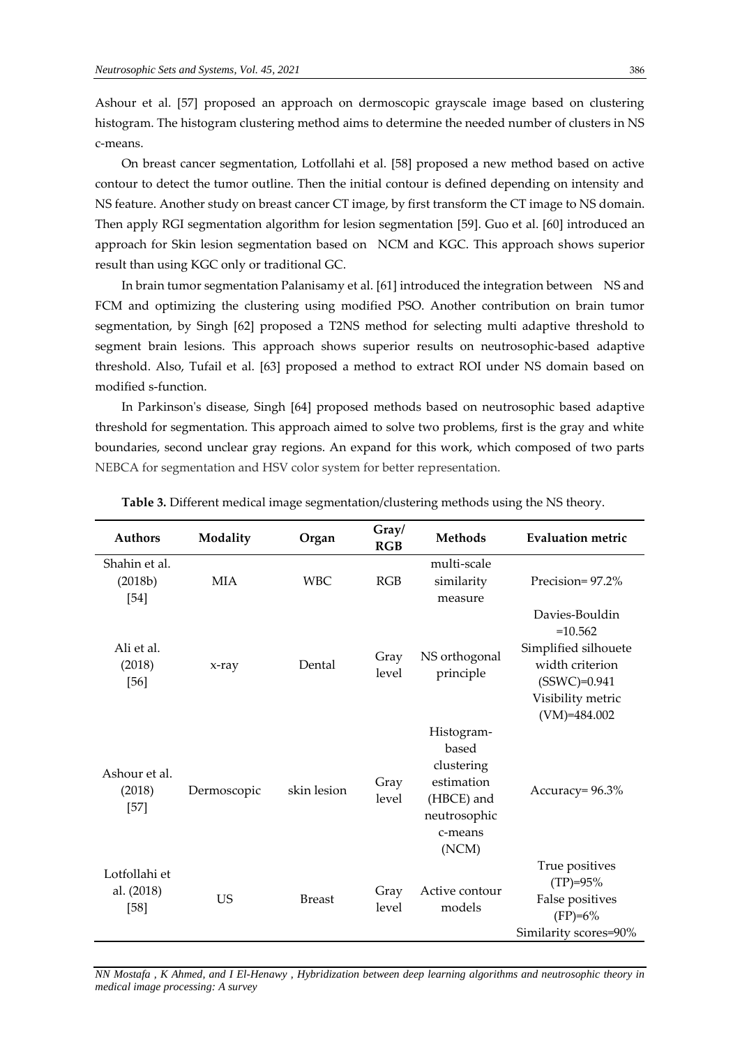Ashour et al. [57] proposed an approach on dermoscopic grayscale image based on clustering histogram. The histogram clustering method aims to determine the needed number of clusters in NS c-means.

On breast cancer segmentation, Lotfollahi et al. [58] proposed a new method based on active contour to detect the tumor outline. Then the initial contour is defined depending on intensity and NS feature. Another study on breast cancer CT image, by first transform the CT image to NS domain. Then apply RGI segmentation algorithm for lesion segmentation [59]. Guo et al. [60] introduced an approach for Skin lesion segmentation based on NCM and KGC. This approach shows superior result than using KGC only or traditional GC.

In brain tumor segmentation Palanisamy et al. [61] introduced the integration between NS and FCM and optimizing the clustering using modified PSO. Another contribution on brain tumor segmentation, by Singh [62] proposed a T2NS method for selecting multi adaptive threshold to segment brain lesions. This approach shows superior results on neutrosophic-based adaptive threshold. Also, Tufail et al. [63] proposed a method to extract ROI under NS domain based on modified s-function.

In Parkinson's disease, Singh [64] proposed methods based on neutrosophic based adaptive threshold for segmentation. This approach aimed to solve two problems, first is the gray and white boundaries, second unclear gray regions. An expand for this work, which composed of two parts NEBCA for segmentation and HSV color system for better representation.

**Table 3.** Different medical image segmentation/clustering methods using the NS theory.

| Authors | Modality | Organ | Gray/ RGB | Methods | Evaluation metric |
|---|---|---|---|---|---|
| Shahin et al. (2018b) [54] | MIA | WBC | RGB | multi-scale similarity measure | Precision= 97.2% |
| Ali et al. (2018) [56] | x-ray | Dental | Gray level | NS orthogonal principle | Davies-Bouldin =10.562<br>Simplified silhouete width criterion (SSWC)=0.941<br>Visibility metric (VM)=484.002 |
| Ashour et al. (2018) [57] | Dermoscopic | skin lesion | Gray level | Histogram-based clustering estimation (HBCE) and neutrosophic c-means (NCM) | Accuracy= 96.3% |
| Lotfollahi et al. (2018) [58] | US | Breast | Gray level | Active contour models | True positives (TP)=95%<br>False positives (FP)=6%<br>Similarity scores=90% |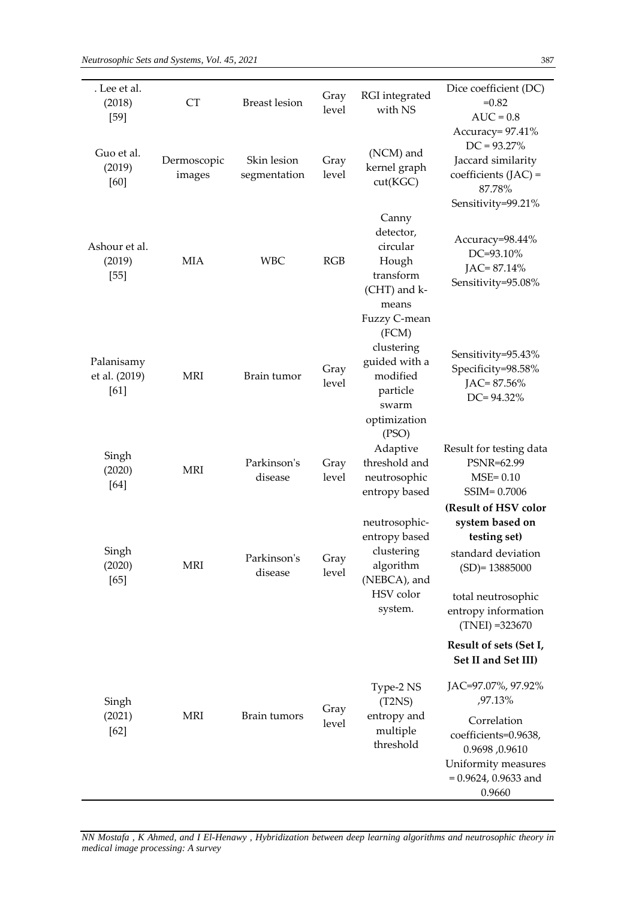| . Lee et al. (2018) [59] | CT | Breast lesion | Gray level | RGI integrated with NS | Dice coefficient (DC) =0.82<br>AUC = 0.8 |
|---|---|---|---|---|---|
| Guo et al. (2019) [60] | Dermoscopic images | Skin lesion segmentation | Gray level | (NCM) and kernel graph cut(KGC) | Accuracy= 97.41%<br>DC = 93.27%<br>Jaccard similarity coefficients (JAC) = 87.78%<br>Sensitivity=99.21% |
| Ashour et al. (2019) [55] | MIA | WBC | RGB | Canny detector, circular Hough transform (CHT) and k-means | Accuracy=98.44%<br>DC=93.10%<br>JAC= 87.14%<br>Sensitivity=95.08% |
| Palanisamy et al. (2019) [61] | MRI | Brain tumor | Gray level | Fuzzy C-mean (FCM) clustering guided with a modified particle swarm optimization (PSO) | Sensitivity=95.43%<br>Specificity=98.58%<br>JAC= 87.56%<br>DC= 94.32% |
| Singh (2020) [64] | MRI | Parkinson's disease | Gray level | Adaptive threshold and neutrosophic entropy based | Result for testing data<br>PSNR=62.99<br>MSE= 0.10<br>SSIM= 0.7006 |
| Singh (2020) [65] | MRI | Parkinson's disease | Gray level | neutrosophic-entropy based clustering algorithm (NEBCA), and HSV color system. | **(Result of HSV color system based on testing set)**<br>standard deviation (SD)= 13885000<br>total neutrosophic entropy information (TNEI) =323670 |
| Singh (2021) [62] | MRI | Brain tumors | Gray level | Type-2 NS (T2NS) entropy and multiple threshold | **Result of sets (Set I, Set II and Set III)**<br>JAC=97.07%, 97.92% ,97.13%<br>Correlation coefficients=0.9638, 0.9698 ,0.9610<br>Uniformity measures = 0.9624, 0.9633 and 0.9660 |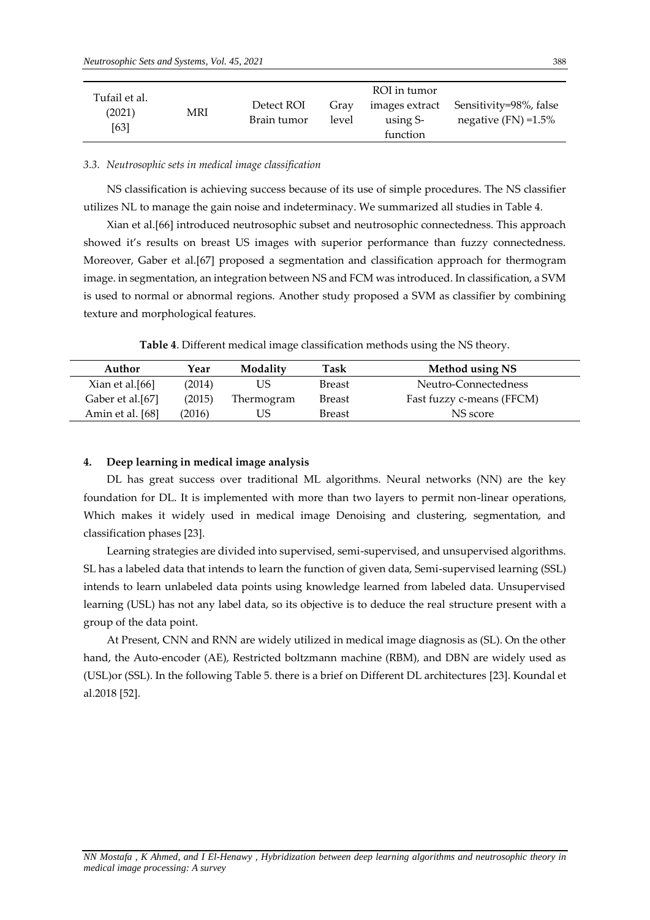| Tufail et al. (2021) [63] | MRI | Detect ROI Brain tumor | Gray level | ROI in tumor images extract using S-function | Sensitivity=98%, false negative (FN) =1.5% |
|---|---|---|---|---|---|

### 3.3. Neutrosophic sets in medical image classification

NS classification is achieving success because of its use of simple procedures. The NS classifier utilizes NL to manage the gain noise and indeterminacy. We summarized all studies in Table 4.

Xian et al.[66] introduced neutrosophic subset and neutrosophic connectedness. This approach showed it's results on breast US images with superior performance than fuzzy connectedness. Moreover, Gaber et al.[67] proposed a segmentation and classification approach for thermogram image. in segmentation, an integration between NS and FCM was introduced. In classification, a SVM is used to normal or abnormal regions. Another study proposed a SVM as classifier by combining texture and morphological features.

**Table 4**. Different medical image classification methods using the NS theory.

| Author | Year | Modality | Task | Method using NS |
|---|---|---|---|---|
| Xian et al.[66] | (2014) | US | Breast | Neutro-Connectedness |
| Gaber et al.[67] | (2015) | Thermogram | Breast | Fast fuzzy c-means (FFCM) |
| Amin et al. [68] | (2016) | US | Breast | NS score |

## 4. Deep learning in medical image analysis

DL has great success over traditional ML algorithms. Neural networks (NN) are the key foundation for DL. It is implemented with more than two layers to permit non-linear operations, Which makes it widely used in medical image Denoising and clustering, segmentation, and classification phases [23].

Learning strategies are divided into supervised, semi-supervised, and unsupervised algorithms. SL has a labeled data that intends to learn the function of given data, Semi-supervised learning (SSL) intends to learn unlabeled data points using knowledge learned from labeled data. Unsupervised learning (USL) has not any label data, so its objective is to deduce the real structure present with a group of the data point.

At Present, CNN and RNN are widely utilized in medical image diagnosis as (SL). On the other hand, the Auto-encoder (AE), Restricted boltzmann machine (RBM), and DBN are widely used as (USL)or (SSL). In the following Table 5. there is a brief on Different DL architectures [23]. Koundal et al.2018 [52].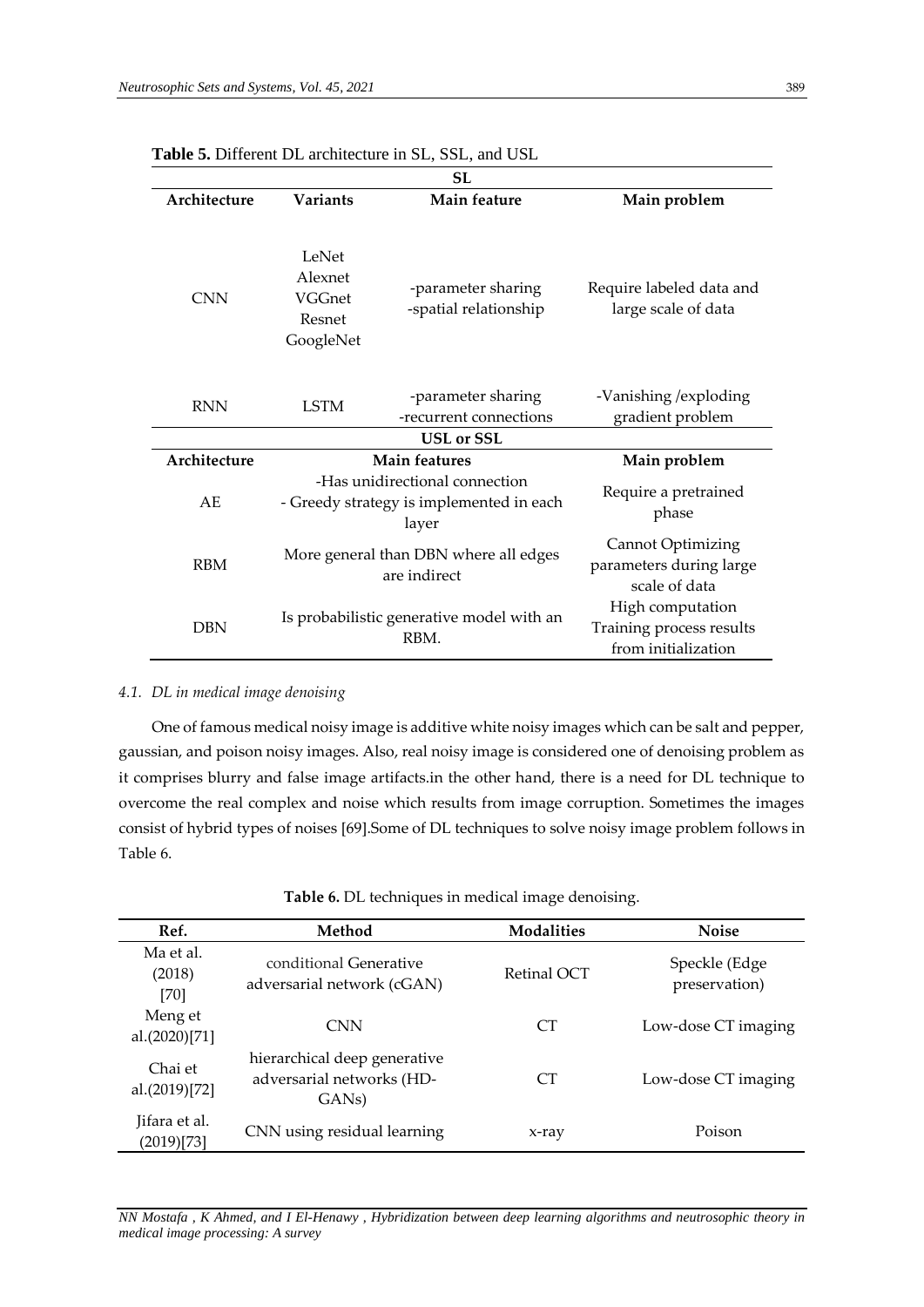**Table 5.** Different DL architecture in SL, SSL, and USL

| SL | | | |
|---|---|---|---|
| **Architecture** | **Variants** | **Main feature** | **Main problem** |
| CNN | LeNet<br>Alexnet<br>VGGnet<br>Resnet<br>GoogleNet | -parameter sharing<br>-spatial relationship | Require labeled data and large scale of data |
| RNN | LSTM | -parameter sharing<br>-recurrent connections | -Vanishing /exploding gradient problem |
| **USL or SSL** | | | |
| **Architecture** | **Main features** | | **Main problem** |
| AE | -Has unidirectional connection<br>- Greedy strategy is implemented in each layer | | Require a pretrained phase |
| RBM | More general than DBN where all edges are indirect | | Cannot Optimizing parameters during large scale of data |
| DBN | Is probabilistic generative model with an RBM. | | High computation<br>Training process results from initialization |

### *4.1. DL in medical image denoising*

One of famous medical noisy image is additive white noisy images which can be salt and pepper, gaussian, and poison noisy images. Also, real noisy image is considered one of denoising problem as it comprises blurry and false image artifacts.in the other hand, there is a need for DL technique to overcome the real complex and noise which results from image corruption. Sometimes the images consist of hybrid types of noises [69].Some of DL techniques to solve noisy image problem follows in Table 6.

**Table 6.** DL techniques in medical image denoising.

| Ref. | Method | Modalities | Noise |
|---|---|---|---|
| Ma et al. (2018) [70] | conditional Generative adversarial network (cGAN) | Retinal OCT | Speckle (Edge preservation) |
| Meng et al.(2020)[71] | CNN | CT | Low-dose CT imaging |
| Chai et al.(2019)[72] | hierarchical deep generative adversarial networks (HD-GANs) | CT | Low-dose CT imaging |
| Jifara et al. (2019)[73] | CNN using residual learning | x-ray | Poison |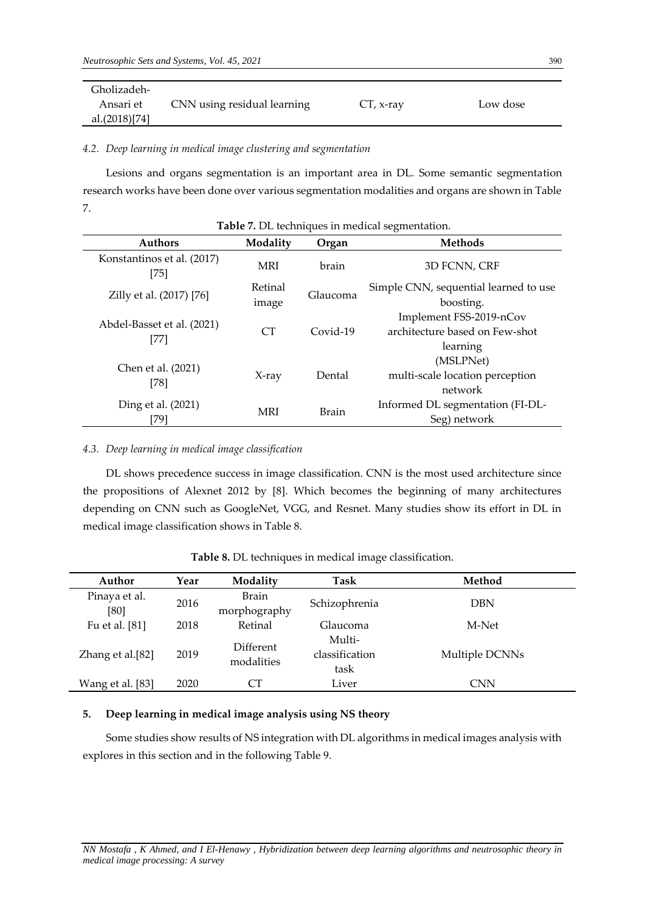| Gholizadeh-Ansari et al.(2018)[74] | CNN using residual learning | CT, x-ray | Low dose |
|---|---|---|---|

### 4.2. Deep learning in medical image clustering and segmentation

Lesions and organs segmentation is an important area in DL. Some semantic segmentation research works have been done over various segmentation modalities and organs are shown in Table 7.

**Table 7.** DL techniques in medical segmentation.

| Authors | Modality | Organ | Methods |
|---|---|---|---|
| Konstantinos et al. (2017) [75] | MRI | brain | 3D FCNN, CRF |
| Zilly et al. (2017) [76] | Retinal image | Glaucoma | Simple CNN, sequential learned to use boosting. |
| Abdel-Basset et al. (2021) [77] | CT | Covid-19 | Implement FSS-2019-nCov architecture based on Few-shot learning |
| Chen et al. (2021) [78] | X-ray | Dental | (MSLPNet) multi-scale location perception network |
| Ding et al. (2021) [79] | MRI | Brain | Informed DL segmentation (FI-DL-Seg) network |

### 4.3. Deep learning in medical image classification

DL shows precedence success in image classification. CNN is the most used architecture since the propositions of Alexnet 2012 by [8]. Which becomes the beginning of many architectures depending on CNN such as GoogleNet, VGG, and Resnet. Many studies show its effort in DL in medical image classification shows in Table 8.

**Table 8.** DL techniques in medical image classification.

| Author | Year | Modality | Task | Method |
|---|---|---|---|---|
| Pinaya et al. [80] | 2016 | Brain morphography | Schizophrenia | DBN |
| Fu et al. [81] | 2018 | Retinal | Glaucoma | M-Net |
| Zhang et al.[82] | 2019 | Different modalities | Multi-classification task | Multiple DCNNs |
| Wang et al. [83] | 2020 | CT | Liver | CNN |

## 5. Deep learning in medical image analysis using NS theory

Some studies show results of NS integration with DL algorithms in medical images analysis with explores in this section and in the following Table 9.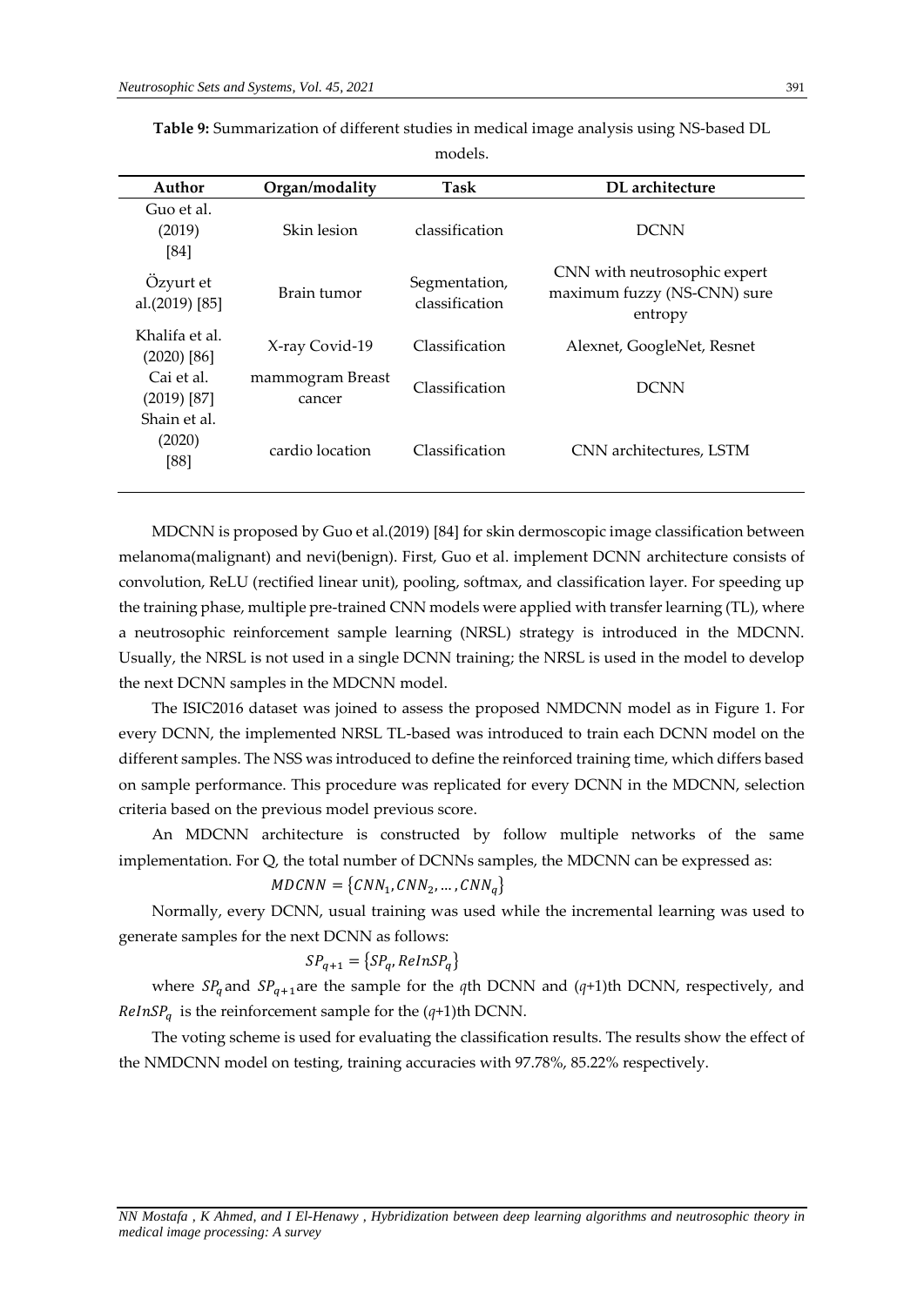**Table 9:** Summarization of different studies in medical image analysis using NS-based DL models.

| Author | Organ/modality | Task | DL architecture |
|---|---|---|---|
| Guo et al. (2019) [84] | Skin lesion | classification | DCNN |
| Özyurt et al.(2019) [85] | Brain tumor | Segmentation, classification | CNN with neutrosophic expert maximum fuzzy (NS-CNN) sure entropy |
| Khalifa et al. (2020) [86] | X-ray Covid-19 | Classification | Alexnet, GoogleNet, Resnet |
| Cai et al. (2019) [87] | mammogram Breast cancer | Classification | DCNN |
| Shain et al. (2020) [88] | cardio location | Classification | CNN architectures, LSTM |

MDCNN is proposed by Guo et al.(2019) [84] for skin dermoscopic image classification between melanoma(malignant) and nevi(benign). First, Guo et al. implement DCNN architecture consists of convolution, ReLU (rectified linear unit), pooling, softmax, and classification layer. For speeding up the training phase, multiple pre-trained CNN models were applied with transfer learning (TL), where a neutrosophic reinforcement sample learning (NRSL) strategy is introduced in the MDCNN. Usually, the NRSL is not used in a single DCNN training; the NRSL is used in the model to develop the next DCNN samples in the MDCNN model.

The ISIC2016 dataset was joined to assess the proposed NMDCNN model as in Figure 1. For every DCNN, the implemented NRSL TL-based was introduced to train each DCNN model on the different samples. The NSS was introduced to define the reinforced training time, which differs based on sample performance. This procedure was replicated for every DCNN in the MDCNN, selection criteria based on the previous model previous score.

An MDCNN architecture is constructed by follow multiple networks of the same implementation. For Q, the total number of DCNNs samples, the MDCNN can be expressed as:

$$MDCNN = \{CNN_1, CNN_2, \dots, CNN_q\}$$

Normally, every DCNN, usual training was used while the incremental learning was used to generate samples for the next DCNN as follows:

$$SP_{q+1} = \{SP_q, ReInSP_q\}$$

where $SP_q$ and $SP_{q+1}$ are the sample for the $q$th DCNN and ($q$+1)th DCNN, respectively, and $ReInSP_q$ is the reinforcement sample for the ($q$+1)th DCNN.

The voting scheme is used for evaluating the classification results. The results show the effect of the NMDCNN model on testing, training accuracies with 97.78%, 85.22% respectively.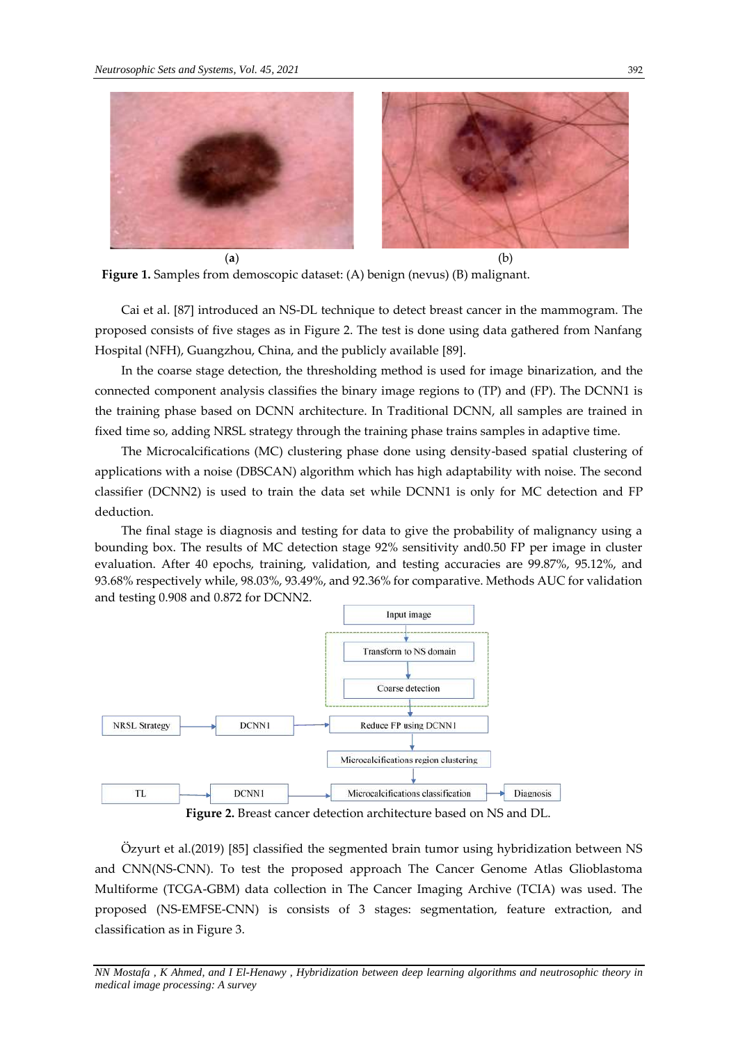(a) (b)

**Figure 1.** Samples from demoscopic dataset: (A) benign (nevus) (B) malignant.

Cai et al. [87] introduced an NS-DL technique to detect breast cancer in the mammogram. The proposed consists of five stages as in Figure 2. The test is done using data gathered from Nanfang Hospital (NFH), Guangzhou, China, and the publicly available [89].

In the coarse stage detection, the thresholding method is used for image binarization, and the connected component analysis classifies the binary image regions to (TP) and (FP). The DCNN1 is the training phase based on DCNN architecture. In Traditional DCNN, all samples are trained in fixed time so, adding NRSL strategy through the training phase trains samples in adaptive time.

The Microcalcifications (MC) clustering phase done using density-based spatial clustering of applications with a noise (DBSCAN) algorithm which has high adaptability with noise. The second classifier (DCNN2) is used to train the data set while DCNN1 is only for MC detection and FP deduction.

The final stage is diagnosis and testing for data to give the probability of malignancy using a bounding box. The results of MC detection stage 92% sensitivity and0.50 FP per image in cluster evaluation. After 40 epochs, training, validation, and testing accuracies are 99.87%, 95.12%, and 93.68% respectively while, 98.03%, 93.49%, and 92.36% for comparative. Methods AUC for validation and testing 0.908 and 0.872 for DCNN2.

Input image → Transform to NS domain → Coarse detection → Reduce FP using DCNN1 → Microcalcifications region clustering → Microcalcifications classification → Diagnosis

NRSL Strategy → DCNN1 → Reduce FP using DCNN1

TL → DCNN1 → Microcalcifications classification

**Figure 2.** Breast cancer detection architecture based on NS and DL.

Özyurt et al.(2019) [85] classified the segmented brain tumor using hybridization between NS and CNN(NS-CNN). To test the proposed approach The Cancer Genome Atlas Glioblastoma Multiforme (TCGA-GBM) data collection in The Cancer Imaging Archive (TCIA) was used. The proposed (NS-EMFSE-CNN) is consists of 3 stages: segmentation, feature extraction, and classification as in Figure 3.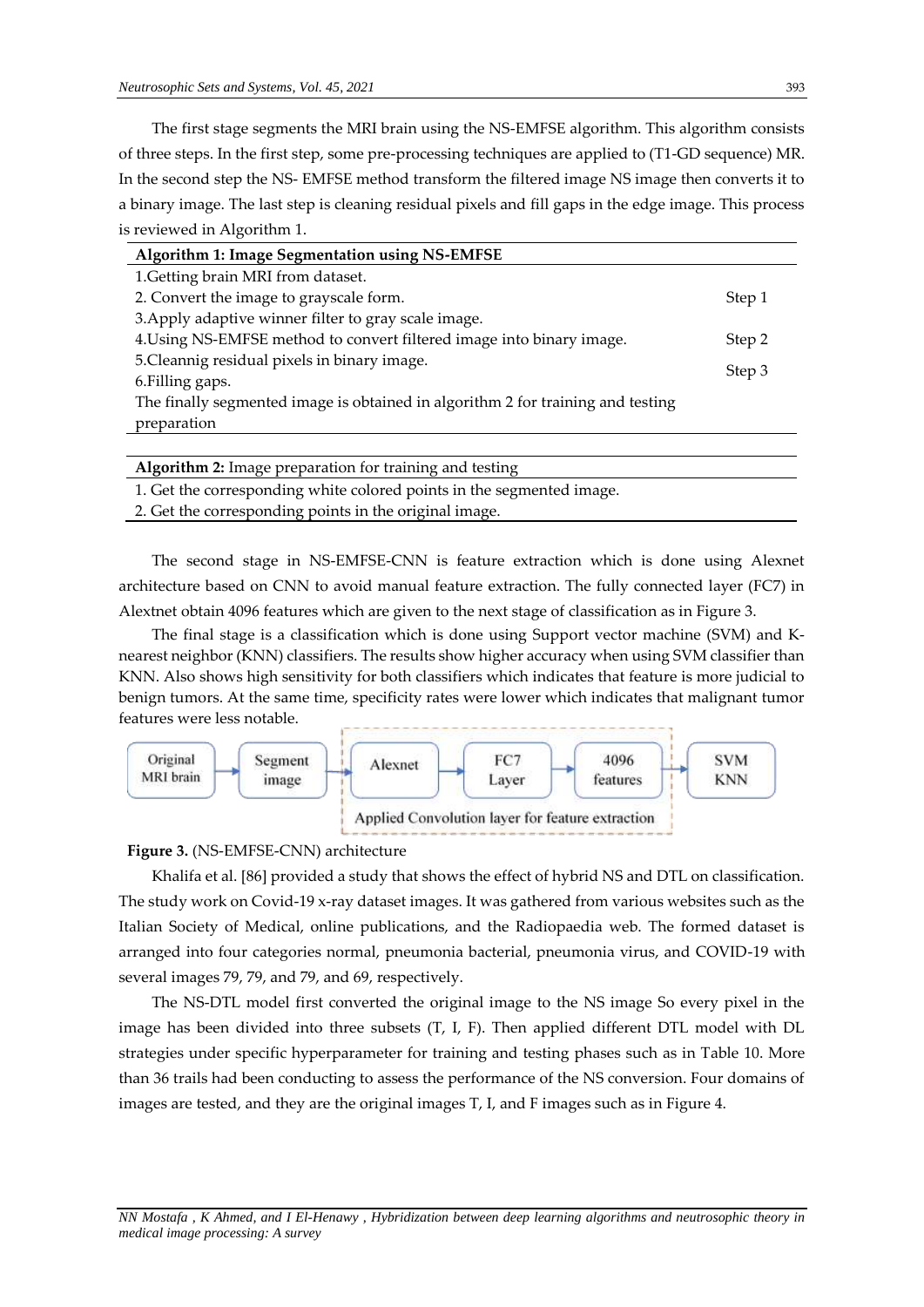The first stage segments the MRI brain using the NS-EMFSE algorithm. This algorithm consists of three steps. In the first step, some pre-processing techniques are applied to (T1-GD sequence) MR. In the second step the NS- EMFSE method transform the filtered image NS image then converts it to a binary image. The last step is cleaning residual pixels and fill gaps in the edge image. This process is reviewed in Algorithm 1.

| **Algorithm 1: Image Segmentation using NS-EMFSE** | |
|---|---|
| 1.Getting brain MRI from dataset. | |
| 2. Convert the image to grayscale form. | Step 1 |
| 3.Apply adaptive winner filter to gray scale image. | |
| 4.Using NS-EMFSE method to convert filtered image into binary image. | Step 2 |
| 5.Cleannig residual pixels in binary image. 6.Filling gaps. | Step 3 |
| The finally segmented image is obtained in algorithm 2 for training and testing preparation | |

| **Algorithm 2:** Image preparation for training and testing |
|---|
| 1. Get the corresponding white colored points in the segmented image. |
| 2. Get the corresponding points in the original image. |

The second stage in NS-EMFSE-CNN is feature extraction which is done using Alexnet architecture based on CNN to avoid manual feature extraction. The fully connected layer (FC7) in Alextnet obtain 4096 features which are given to the next stage of classification as in Figure 3.

The final stage is a classification which is done using Support vector machine (SVM) and K-nearest neighbor (KNN) classifiers. The results show higher accuracy when using SVM classifier than KNN. Also shows high sensitivity for both classifiers which indicates that feature is more judicial to benign tumors. At the same time, specificity rates were lower which indicates that malignant tumor features were less notable.

Original MRI brain → Segment image → Alexnet → FC7 Layer → 4096 features → SVM KNN

Applied Convolution layer for feature extraction

**Figure 3.** (NS-EMFSE-CNN) architecture

Khalifa et al. [86] provided a study that shows the effect of hybrid NS and DTL on classification. The study work on Covid-19 x-ray dataset images. It was gathered from various websites such as the Italian Society of Medical, online publications, and the Radiopaedia web. The formed dataset is arranged into four categories normal, pneumonia bacterial, pneumonia virus, and COVID-19 with several images 79, 79, and 79, and 69, respectively.

The NS-DTL model first converted the original image to the NS image So every pixel in the image has been divided into three subsets (T, I, F). Then applied different DTL model with DL strategies under specific hyperparameter for training and testing phases such as in Table 10. More than 36 trails had been conducting to assess the performance of the NS conversion. Four domains of images are tested, and they are the original images T, I, and F images such as in Figure 4.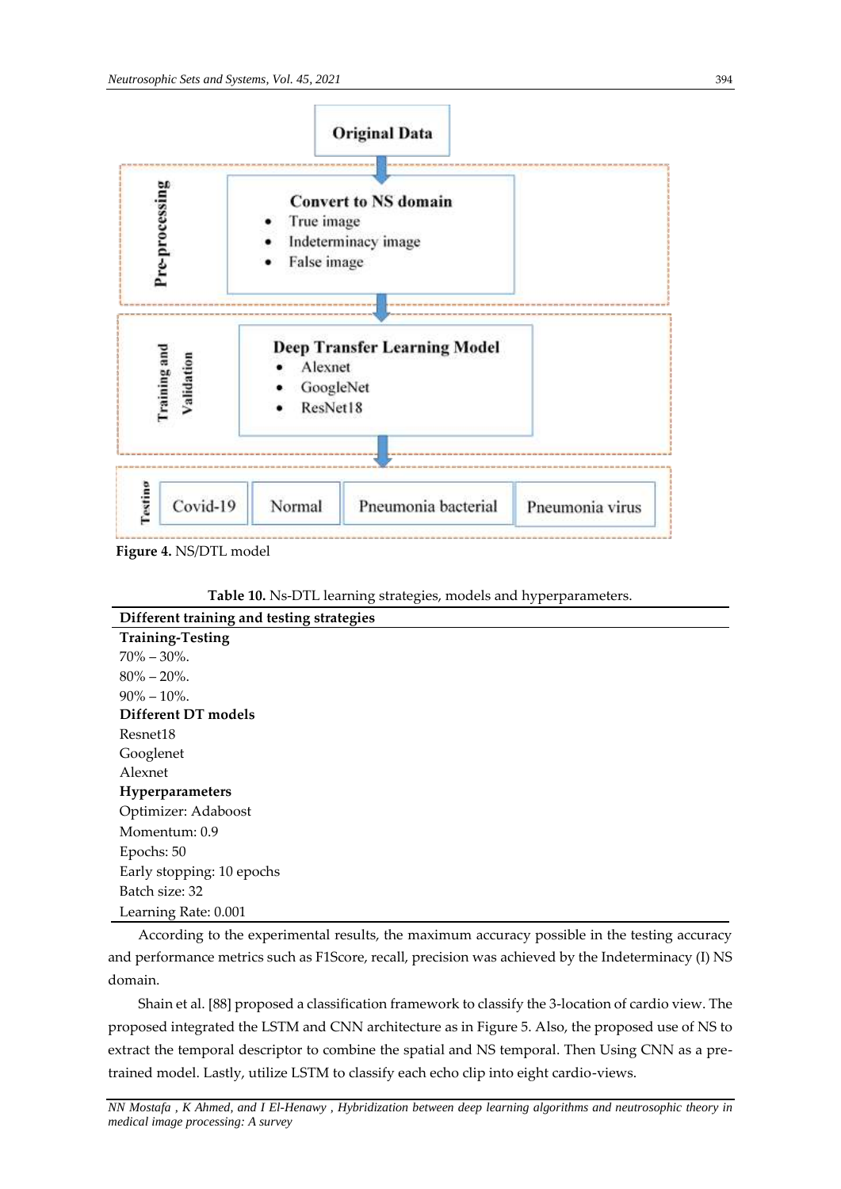Figure 4. NS/DTL model

**Table 10.** Ns-DTL learning strategies, models and hyperparameters.

| **Different training and testing strategies** |
| --- |
| **Training-Testing** |
| 70% – 30%. |
| 80% – 20%. |
| 90% – 10%. |
| **Different DT models** |
| Resnet18 |
| Googlenet |
| Alexnet |
| **Hyperparameters** |
| Optimizer: Adaboost |
| Momentum: 0.9 |
| Epochs: 50 |
| Early stopping: 10 epochs |
| Batch size: 32 |
| Learning Rate: 0.001 |

According to the experimental results, the maximum accuracy possible in the testing accuracy and performance metrics such as F1Score, recall, precision was achieved by the Indeterminacy (I) NS domain.

Shain et al. [88] proposed a classification framework to classify the 3-location of cardio view. The proposed integrated the LSTM and CNN architecture as in Figure 5. Also, the proposed use of NS to extract the temporal descriptor to combine the spatial and NS temporal. Then Using CNN as a pre-trained model. Lastly, utilize LSTM to classify each echo clip into eight cardio-views.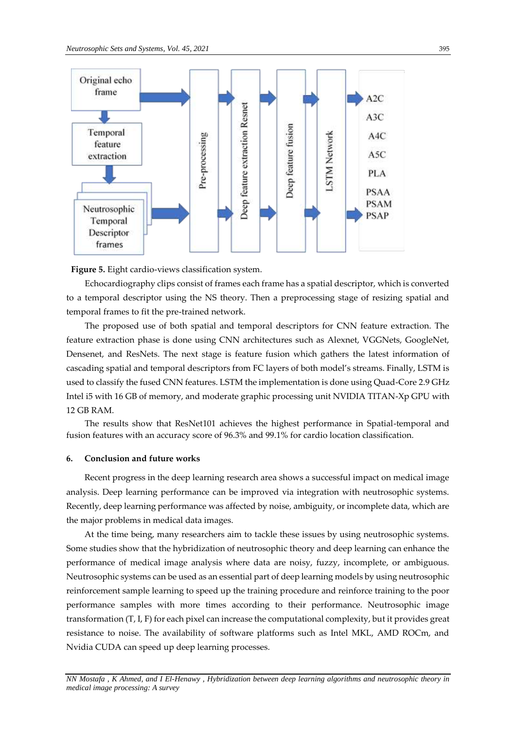Figure 5. Eight cardio-views classification system.

Echocardiography clips consist of frames each frame has a spatial descriptor, which is converted to a temporal descriptor using the NS theory. Then a preprocessing stage of resizing spatial and temporal frames to fit the pre-trained network.

The proposed use of both spatial and temporal descriptors for CNN feature extraction. The feature extraction phase is done using CNN architectures such as Alexnet, VGGNets, GoogleNet, Densenet, and ResNets. The next stage is feature fusion which gathers the latest information of cascading spatial and temporal descriptors from FC layers of both model's streams. Finally, LSTM is used to classify the fused CNN features. LSTM the implementation is done using Quad-Core 2.9 GHz Intel i5 with 16 GB of memory, and moderate graphic processing unit NVIDIA TITAN-Xp GPU with 12 GB RAM.

The results show that ResNet101 achieves the highest performance in Spatial-temporal and fusion features with an accuracy score of 96.3% and 99.1% for cardio location classification.

## 6. Conclusion and future works

Recent progress in the deep learning research area shows a successful impact on medical image analysis. Deep learning performance can be improved via integration with neutrosophic systems. Recently, deep learning performance was affected by noise, ambiguity, or incomplete data, which are the major problems in medical data images.

At the time being, many researchers aim to tackle these issues by using neutrosophic systems. Some studies show that the hybridization of neutrosophic theory and deep learning can enhance the performance of medical image analysis where data are noisy, fuzzy, incomplete, or ambiguous. Neutrosophic systems can be used as an essential part of deep learning models by using neutrosophic reinforcement sample learning to speed up the training procedure and reinforce training to the poor performance samples with more times according to their performance. Neutrosophic image transformation (T, I, F) for each pixel can increase the computational complexity, but it provides great resistance to noise. The availability of software platforms such as Intel MKL, AMD ROCm, and Nvidia CUDA can speed up deep learning processes.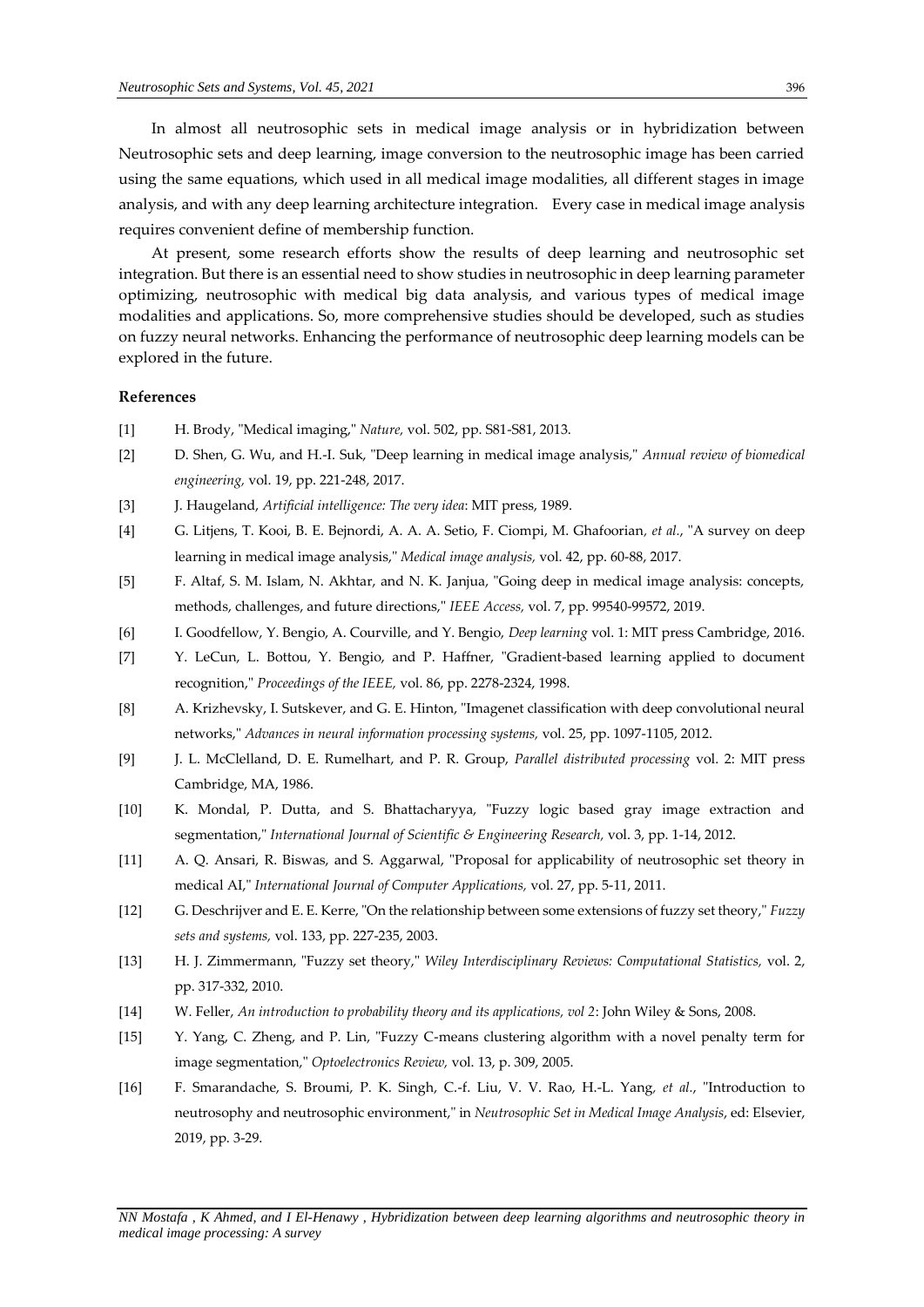In almost all neutrosophic sets in medical image analysis or in hybridization between Neutrosophic sets and deep learning, image conversion to the neutrosophic image has been carried using the same equations, which used in all medical image modalities, all different stages in image analysis, and with any deep learning architecture integration. Every case in medical image analysis requires convenient define of membership function.

At present, some research efforts show the results of deep learning and neutrosophic set integration. But there is an essential need to show studies in neutrosophic in deep learning parameter optimizing, neutrosophic with medical big data analysis, and various types of medical image modalities and applications. So, more comprehensive studies should be developed, such as studies on fuzzy neural networks. Enhancing the performance of neutrosophic deep learning models can be explored in the future.

## References

[1] H. Brody, "Medical imaging," *Nature,* vol. 502, pp. S81-S81, 2013.

[2] D. Shen, G. Wu, and H.-I. Suk, "Deep learning in medical image analysis," *Annual review of biomedical engineering,* vol. 19, pp. 221-248, 2017.

[3] J. Haugeland, *Artificial intelligence: The very idea*: MIT press, 1989.

[4] G. Litjens, T. Kooi, B. E. Bejnordi, A. A. A. Setio, F. Ciompi, M. Ghafoorian*, et al.*, "A survey on deep learning in medical image analysis," *Medical image analysis,* vol. 42, pp. 60-88, 2017.

[5] F. Altaf, S. M. Islam, N. Akhtar, and N. K. Janjua, "Going deep in medical image analysis: concepts, methods, challenges, and future directions," *IEEE Access,* vol. 7, pp. 99540-99572, 2019.

[6] I. Goodfellow, Y. Bengio, A. Courville, and Y. Bengio, *Deep learning* vol. 1: MIT press Cambridge, 2016.

[7] Y. LeCun, L. Bottou, Y. Bengio, and P. Haffner, "Gradient-based learning applied to document recognition," *Proceedings of the IEEE,* vol. 86, pp. 2278-2324, 1998.

[8] A. Krizhevsky, I. Sutskever, and G. E. Hinton, "Imagenet classification with deep convolutional neural networks," *Advances in neural information processing systems,* vol. 25, pp. 1097-1105, 2012.

[9] J. L. McClelland, D. E. Rumelhart, and P. R. Group, *Parallel distributed processing* vol. 2: MIT press Cambridge, MA, 1986.

[10] K. Mondal, P. Dutta, and S. Bhattacharyya, "Fuzzy logic based gray image extraction and segmentation," *International Journal of Scientific & Engineering Research,* vol. 3, pp. 1-14, 2012.

[11] A. Q. Ansari, R. Biswas, and S. Aggarwal, "Proposal for applicability of neutrosophic set theory in medical AI," *International Journal of Computer Applications,* vol. 27, pp. 5-11, 2011.

[12] G. Deschrijver and E. E. Kerre, "On the relationship between some extensions of fuzzy set theory," *Fuzzy sets and systems,* vol. 133, pp. 227-235, 2003.

[13] H. J. Zimmermann, "Fuzzy set theory," *Wiley Interdisciplinary Reviews: Computational Statistics,* vol. 2, pp. 317-332, 2010.

[14] W. Feller, *An introduction to probability theory and its applications, vol 2*: John Wiley & Sons, 2008.

[15] Y. Yang, C. Zheng, and P. Lin, "Fuzzy C-means clustering algorithm with a novel penalty term for image segmentation," *Optoelectronics Review,* vol. 13, p. 309, 2005.

[16] F. Smarandache, S. Broumi, P. K. Singh, C.-f. Liu, V. V. Rao, H.-L. Yang*, et al.*, "Introduction to neutrosophy and neutrosophic environment," in *Neutrosophic Set in Medical Image Analysis*, ed: Elsevier, 2019, pp. 3-29.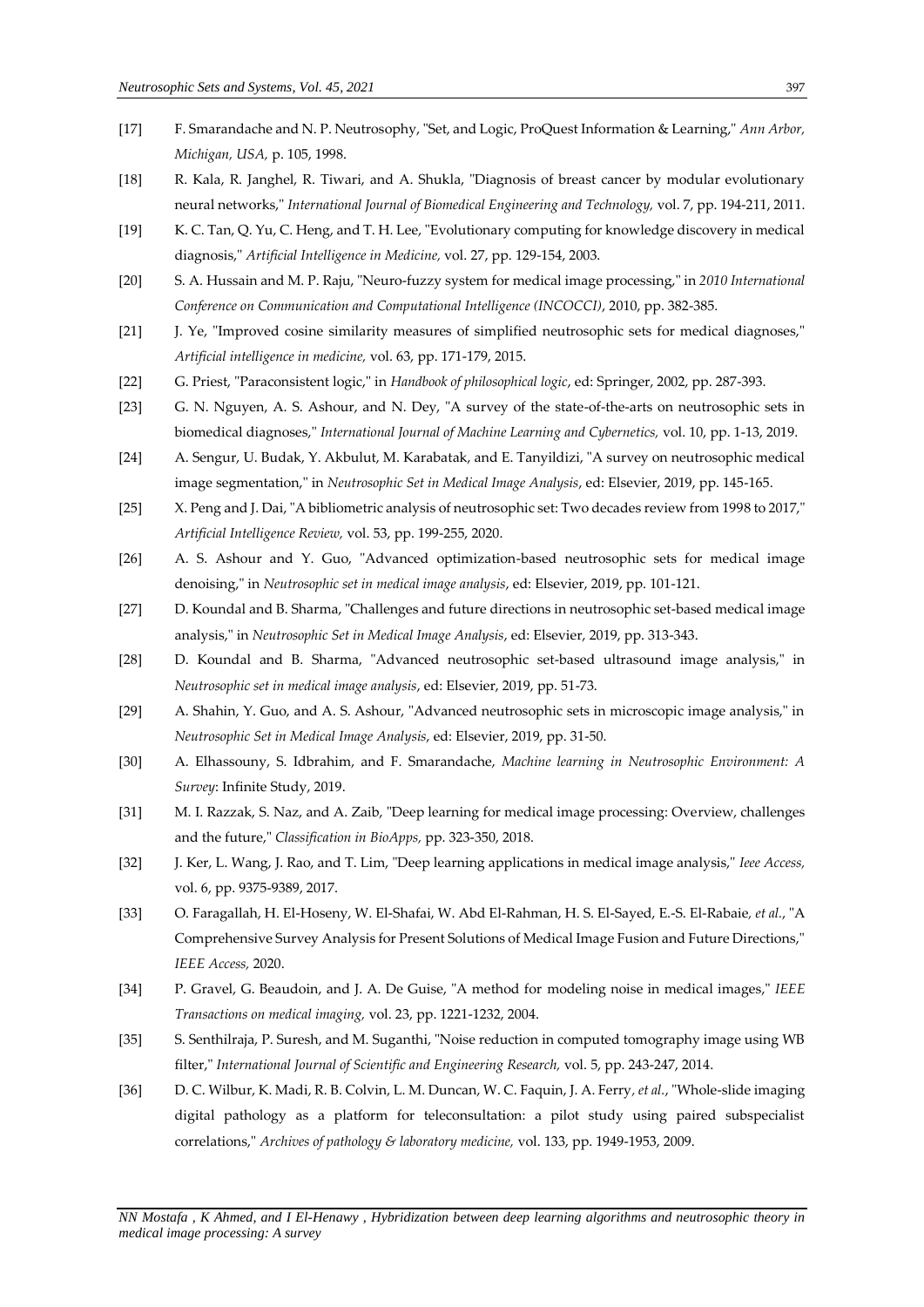[17] F. Smarandache and N. P. Neutrosophy, "Set, and Logic, ProQuest Information & Learning," *Ann Arbor, Michigan, USA,* p. 105, 1998.

[18] R. Kala, R. Janghel, R. Tiwari, and A. Shukla, "Diagnosis of breast cancer by modular evolutionary neural networks," *International Journal of Biomedical Engineering and Technology,* vol. 7, pp. 194-211, 2011.

[19] K. C. Tan, Q. Yu, C. Heng, and T. H. Lee, "Evolutionary computing for knowledge discovery in medical diagnosis," *Artificial Intelligence in Medicine,* vol. 27, pp. 129-154, 2003.

[20] S. A. Hussain and M. P. Raju, "Neuro-fuzzy system for medical image processing," in *2010 International Conference on Communication and Computational Intelligence (INCOCCI)*, 2010, pp. 382-385.

[21] J. Ye, "Improved cosine similarity measures of simplified neutrosophic sets for medical diagnoses," *Artificial intelligence in medicine,* vol. 63, pp. 171-179, 2015.

[22] G. Priest, "Paraconsistent logic," in *Handbook of philosophical logic*, ed: Springer, 2002, pp. 287-393.

[23] G. N. Nguyen, A. S. Ashour, and N. Dey, "A survey of the state-of-the-arts on neutrosophic sets in biomedical diagnoses," *International Journal of Machine Learning and Cybernetics,* vol. 10, pp. 1-13, 2019.

[24] A. Sengur, U. Budak, Y. Akbulut, M. Karabatak, and E. Tanyildizi, "A survey on neutrosophic medical image segmentation," in *Neutrosophic Set in Medical Image Analysis*, ed: Elsevier, 2019, pp. 145-165.

[25] X. Peng and J. Dai, "A bibliometric analysis of neutrosophic set: Two decades review from 1998 to 2017," *Artificial Intelligence Review,* vol. 53, pp. 199-255, 2020.

[26] A. S. Ashour and Y. Guo, "Advanced optimization-based neutrosophic sets for medical image denoising," in *Neutrosophic set in medical image analysis*, ed: Elsevier, 2019, pp. 101-121.

[27] D. Koundal and B. Sharma, "Challenges and future directions in neutrosophic set-based medical image analysis," in *Neutrosophic Set in Medical Image Analysis*, ed: Elsevier, 2019, pp. 313-343.

[28] D. Koundal and B. Sharma, "Advanced neutrosophic set-based ultrasound image analysis," in *Neutrosophic set in medical image analysis*, ed: Elsevier, 2019, pp. 51-73.

[29] A. Shahin, Y. Guo, and A. S. Ashour, "Advanced neutrosophic sets in microscopic image analysis," in *Neutrosophic Set in Medical Image Analysis*, ed: Elsevier, 2019, pp. 31-50.

[30] A. Elhassouny, S. Idbrahim, and F. Smarandache, *Machine learning in Neutrosophic Environment: A Survey*: Infinite Study, 2019.

[31] M. I. Razzak, S. Naz, and A. Zaib, "Deep learning for medical image processing: Overview, challenges and the future," *Classification in BioApps,* pp. 323-350, 2018.

[32] J. Ker, L. Wang, J. Rao, and T. Lim, "Deep learning applications in medical image analysis," *Ieee Access,* vol. 6, pp. 9375-9389, 2017.

[33] O. Faragallah, H. El-Hoseny, W. El-Shafai, W. Abd El-Rahman, H. S. El-Sayed, E.-S. El-Rabaie*, et al.*, "A Comprehensive Survey Analysis for Present Solutions of Medical Image Fusion and Future Directions," *IEEE Access,* 2020.

[34] P. Gravel, G. Beaudoin, and J. A. De Guise, "A method for modeling noise in medical images," *IEEE Transactions on medical imaging,* vol. 23, pp. 1221-1232, 2004.

[35] S. Senthilraja, P. Suresh, and M. Suganthi, "Noise reduction in computed tomography image using WB filter," *International Journal of Scientific and Engineering Research,* vol. 5, pp. 243-247, 2014.

[36] D. C. Wilbur, K. Madi, R. B. Colvin, L. M. Duncan, W. C. Faquin, J. A. Ferry*, et al.*, "Whole-slide imaging digital pathology as a platform for teleconsultation: a pilot study using paired subspecialist correlations," *Archives of pathology & laboratory medicine,* vol. 133, pp. 1949-1953, 2009.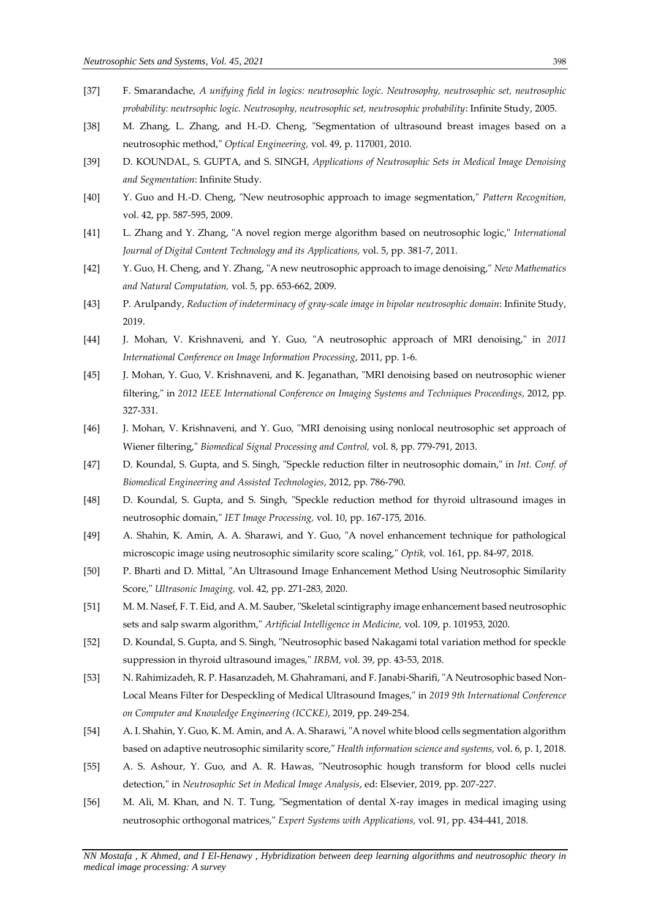[37] F. Smarandache, *A unifying field in logics: neutrosophic logic. Neutrosophy, neutrosophic set, neutrosophic probability: neutrsophic logic. Neutrosophy, neutrosophic set, neutrosophic probability*: Infinite Study, 2005.

[38] M. Zhang, L. Zhang, and H.-D. Cheng, "Segmentation of ultrasound breast images based on a neutrosophic method," *Optical Engineering,* vol. 49, p. 117001, 2010.

[39] D. KOUNDAL, S. GUPTA, and S. SINGH, *Applications of Neutrosophic Sets in Medical Image Denoising and Segmentation*: Infinite Study.

[40] Y. Guo and H.-D. Cheng, "New neutrosophic approach to image segmentation," *Pattern Recognition,* vol. 42, pp. 587-595, 2009.

[41] L. Zhang and Y. Zhang, "A novel region merge algorithm based on neutrosophic logic," *International Journal of Digital Content Technology and its Applications,* vol. 5, pp. 381-7, 2011.

[42] Y. Guo, H. Cheng, and Y. Zhang, "A new neutrosophic approach to image denoising," *New Mathematics and Natural Computation,* vol. 5, pp. 653-662, 2009.

[43] P. Arulpandy, *Reduction of indeterminacy of gray-scale image in bipolar neutrosophic domain*: Infinite Study, 2019.

[44] J. Mohan, V. Krishnaveni, and Y. Guo, "A neutrosophic approach of MRI denoising," in *2011 International Conference on Image Information Processing*, 2011, pp. 1-6.

[45] J. Mohan, Y. Guo, V. Krishnaveni, and K. Jeganathan, "MRI denoising based on neutrosophic wiener filtering," in *2012 IEEE International Conference on Imaging Systems and Techniques Proceedings*, 2012, pp. 327-331.

[46] J. Mohan, V. Krishnaveni, and Y. Guo, "MRI denoising using nonlocal neutrosophic set approach of Wiener filtering," *Biomedical Signal Processing and Control,* vol. 8, pp. 779-791, 2013.

[47] D. Koundal, S. Gupta, and S. Singh, "Speckle reduction filter in neutrosophic domain," in *Int. Conf. of Biomedical Engineering and Assisted Technologies*, 2012, pp. 786-790.

[48] D. Koundal, S. Gupta, and S. Singh, "Speckle reduction method for thyroid ultrasound images in neutrosophic domain," *IET Image Processing,* vol. 10, pp. 167-175, 2016.

[49] A. Shahin, K. Amin, A. A. Sharawi, and Y. Guo, "A novel enhancement technique for pathological microscopic image using neutrosophic similarity score scaling," *Optik,* vol. 161, pp. 84-97, 2018.

[50] P. Bharti and D. Mittal, "An Ultrasound Image Enhancement Method Using Neutrosophic Similarity Score," *Ultrasonic Imaging,* vol. 42, pp. 271-283, 2020.

[51] M. M. Nasef, F. T. Eid, and A. M. Sauber, "Skeletal scintigraphy image enhancement based neutrosophic sets and salp swarm algorithm," *Artificial Intelligence in Medicine,* vol. 109, p. 101953, 2020.

[52] D. Koundal, S. Gupta, and S. Singh, "Neutrosophic based Nakagami total variation method for speckle suppression in thyroid ultrasound images," *IRBM,* vol. 39, pp. 43-53, 2018.

[53] N. Rahimizadeh, R. P. Hasanzadeh, M. Ghahramani, and F. Janabi-Sharifi, "A Neutrosophic based Non-Local Means Filter for Despeckling of Medical Ultrasound Images," in *2019 9th International Conference on Computer and Knowledge Engineering (ICCKE)*, 2019, pp. 249-254.

[54] A. I. Shahin, Y. Guo, K. M. Amin, and A. A. Sharawi, "A novel white blood cells segmentation algorithm based on adaptive neutrosophic similarity score," *Health information science and systems,* vol. 6, p. 1, 2018.

[55] A. S. Ashour, Y. Guo, and A. R. Hawas, "Neutrosophic hough transform for blood cells nuclei detection," in *Neutrosophic Set in Medical Image Analysis*, ed: Elsevier, 2019, pp. 207-227.

[56] M. Ali, M. Khan, and N. T. Tung, "Segmentation of dental X-ray images in medical imaging using neutrosophic orthogonal matrices," *Expert Systems with Applications,* vol. 91, pp. 434-441, 2018.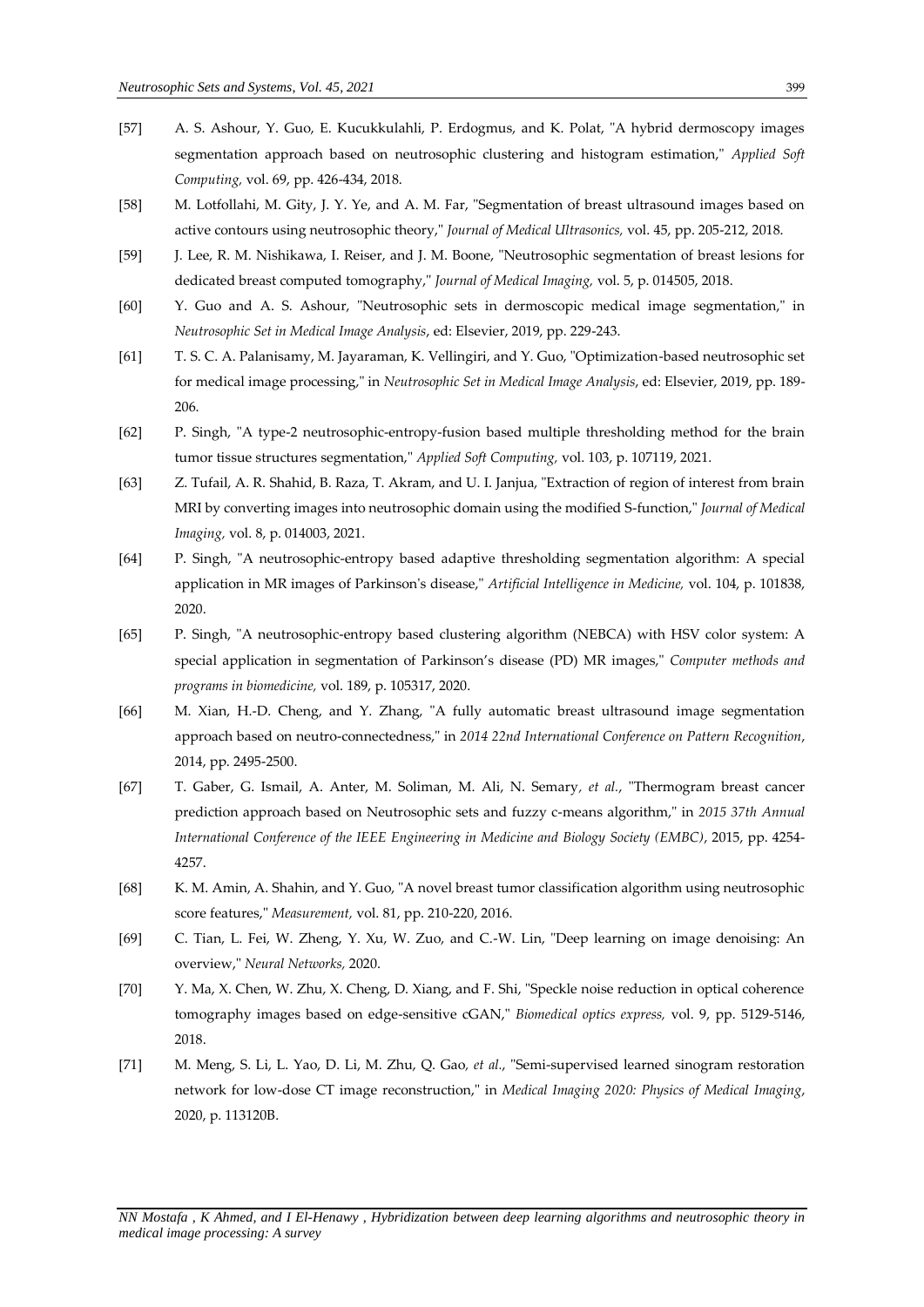[57] A. S. Ashour, Y. Guo, E. Kucukkulahli, P. Erdogmus, and K. Polat, "A hybrid dermoscopy images segmentation approach based on neutrosophic clustering and histogram estimation," *Applied Soft Computing,* vol. 69, pp. 426-434, 2018.

[58] M. Lotfollahi, M. Gity, J. Y. Ye, and A. M. Far, "Segmentation of breast ultrasound images based on active contours using neutrosophic theory," *Journal of Medical Ultrasonics,* vol. 45, pp. 205-212, 2018.

[59] J. Lee, R. M. Nishikawa, I. Reiser, and J. M. Boone, "Neutrosophic segmentation of breast lesions for dedicated breast computed tomography," *Journal of Medical Imaging,* vol. 5, p. 014505, 2018.

[60] Y. Guo and A. S. Ashour, "Neutrosophic sets in dermoscopic medical image segmentation," in *Neutrosophic Set in Medical Image Analysis*, ed: Elsevier, 2019, pp. 229-243.

[61] T. S. C. A. Palanisamy, M. Jayaraman, K. Vellingiri, and Y. Guo, "Optimization-based neutrosophic set for medical image processing," in *Neutrosophic Set in Medical Image Analysis*, ed: Elsevier, 2019, pp. 189-206.

[62] P. Singh, "A type-2 neutrosophic-entropy-fusion based multiple thresholding method for the brain tumor tissue structures segmentation," *Applied Soft Computing,* vol. 103, p. 107119, 2021.

[63] Z. Tufail, A. R. Shahid, B. Raza, T. Akram, and U. I. Janjua, "Extraction of region of interest from brain MRI by converting images into neutrosophic domain using the modified S-function," *Journal of Medical Imaging,* vol. 8, p. 014003, 2021.

[64] P. Singh, "A neutrosophic-entropy based adaptive thresholding segmentation algorithm: A special application in MR images of Parkinson's disease," *Artificial Intelligence in Medicine,* vol. 104, p. 101838, 2020.

[65] P. Singh, "A neutrosophic-entropy based clustering algorithm (NEBCA) with HSV color system: A special application in segmentation of Parkinson's disease (PD) MR images," *Computer methods and programs in biomedicine,* vol. 189, p. 105317, 2020.

[66] M. Xian, H.-D. Cheng, and Y. Zhang, "A fully automatic breast ultrasound image segmentation approach based on neutro-connectedness," in *2014 22nd International Conference on Pattern Recognition*, 2014, pp. 2495-2500.

[67] T. Gaber, G. Ismail, A. Anter, M. Soliman, M. Ali, N. Semary*, et al.*, "Thermogram breast cancer prediction approach based on Neutrosophic sets and fuzzy c-means algorithm," in *2015 37th Annual International Conference of the IEEE Engineering in Medicine and Biology Society (EMBC)*, 2015, pp. 4254-4257.

[68] K. M. Amin, A. Shahin, and Y. Guo, "A novel breast tumor classification algorithm using neutrosophic score features," *Measurement,* vol. 81, pp. 210-220, 2016.

[69] C. Tian, L. Fei, W. Zheng, Y. Xu, W. Zuo, and C.-W. Lin, "Deep learning on image denoising: An overview," *Neural Networks,* 2020.

[70] Y. Ma, X. Chen, W. Zhu, X. Cheng, D. Xiang, and F. Shi, "Speckle noise reduction in optical coherence tomography images based on edge-sensitive cGAN," *Biomedical optics express,* vol. 9, pp. 5129-5146, 2018.

[71] M. Meng, S. Li, L. Yao, D. Li, M. Zhu, Q. Gao*, et al.*, "Semi-supervised learned sinogram restoration network for low-dose CT image reconstruction," in *Medical Imaging 2020: Physics of Medical Imaging*, 2020, p. 113120B.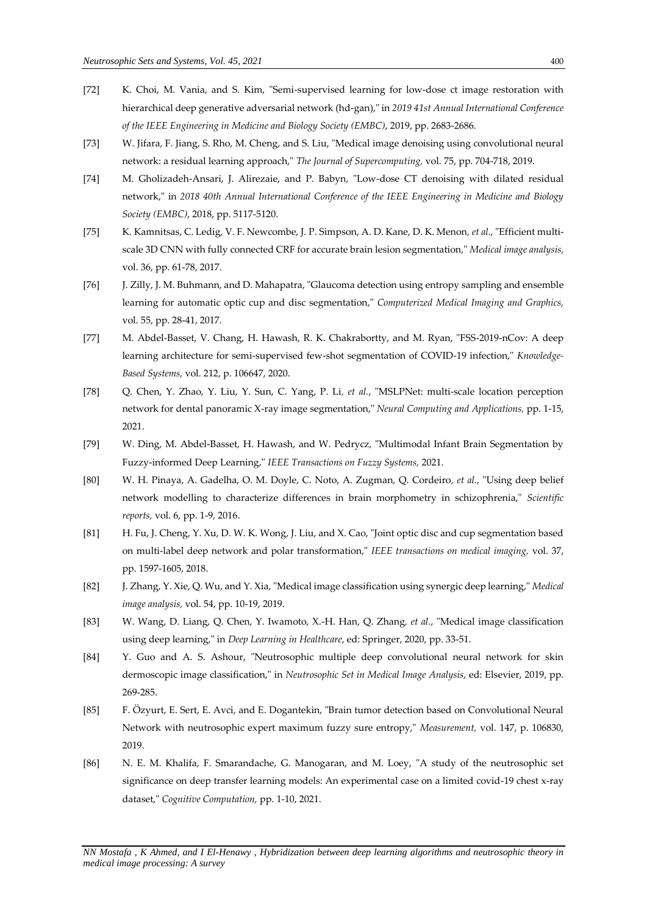[72] K. Choi, M. Vania, and S. Kim, "Semi-supervised learning for low-dose ct image restoration with hierarchical deep generative adversarial network (hd-gan)," in *2019 41st Annual International Conference of the IEEE Engineering in Medicine and Biology Society (EMBC)*, 2019, pp. 2683-2686.

[73] W. Jifara, F. Jiang, S. Rho, M. Cheng, and S. Liu, "Medical image denoising using convolutional neural network: a residual learning approach," *The Journal of Supercomputing,* vol. 75, pp. 704-718, 2019.

[74] M. Gholizadeh-Ansari, J. Alirezaie, and P. Babyn, "Low-dose CT denoising with dilated residual network," in *2018 40th Annual International Conference of the IEEE Engineering in Medicine and Biology Society (EMBC)*, 2018, pp. 5117-5120.

[75] K. Kamnitsas, C. Ledig, V. F. Newcombe, J. P. Simpson, A. D. Kane, D. K. Menon*, et al.*, "Efficient multi-scale 3D CNN with fully connected CRF for accurate brain lesion segmentation," *Medical image analysis,* vol. 36, pp. 61-78, 2017.

[76] J. Zilly, J. M. Buhmann, and D. Mahapatra, "Glaucoma detection using entropy sampling and ensemble learning for automatic optic cup and disc segmentation," *Computerized Medical Imaging and Graphics,* vol. 55, pp. 28-41, 2017.

[77] M. Abdel-Basset, V. Chang, H. Hawash, R. K. Chakrabortty, and M. Ryan, "FSS-2019-nCov: A deep learning architecture for semi-supervised few-shot segmentation of COVID-19 infection," *Knowledge-Based Systems,* vol. 212, p. 106647, 2020.

[78] Q. Chen, Y. Zhao, Y. Liu, Y. Sun, C. Yang, P. Li*, et al.*, "MSLPNet: multi-scale location perception network for dental panoramic X-ray image segmentation," *Neural Computing and Applications,* pp. 1-15, 2021.

[79] W. Ding, M. Abdel-Basset, H. Hawash, and W. Pedrycz, "Multimodal Infant Brain Segmentation by Fuzzy-informed Deep Learning," *IEEE Transactions on Fuzzy Systems,* 2021.

[80] W. H. Pinaya, A. Gadelha, O. M. Doyle, C. Noto, A. Zugman, Q. Cordeiro*, et al.*, "Using deep belief network modelling to characterize differences in brain morphometry in schizophrenia," *Scientific reports,* vol. 6, pp. 1-9, 2016.

[81] H. Fu, J. Cheng, Y. Xu, D. W. K. Wong, J. Liu, and X. Cao, "Joint optic disc and cup segmentation based on multi-label deep network and polar transformation," *IEEE transactions on medical imaging,* vol. 37, pp. 1597-1605, 2018.

[82] J. Zhang, Y. Xie, Q. Wu, and Y. Xia, "Medical image classification using synergic deep learning," *Medical image analysis,* vol. 54, pp. 10-19, 2019.

[83] W. Wang, D. Liang, Q. Chen, Y. Iwamoto, X.-H. Han, Q. Zhang*, et al.*, "Medical image classification using deep learning," in *Deep Learning in Healthcare*, ed: Springer, 2020, pp. 33-51.

[84] Y. Guo and A. S. Ashour, "Neutrosophic multiple deep convolutional neural network for skin dermoscopic image classification," in *Neutrosophic Set in Medical Image Analysis*, ed: Elsevier, 2019, pp. 269-285.

[85] F. Özyurt, E. Sert, E. Avci, and E. Dogantekin, "Brain tumor detection based on Convolutional Neural Network with neutrosophic expert maximum fuzzy sure entropy," *Measurement,* vol. 147, p. 106830, 2019.

[86] N. E. M. Khalifa, F. Smarandache, G. Manogaran, and M. Loey, "A study of the neutrosophic set significance on deep transfer learning models: An experimental case on a limited covid-19 chest x-ray dataset," *Cognitive Computation,* pp. 1-10, 2021.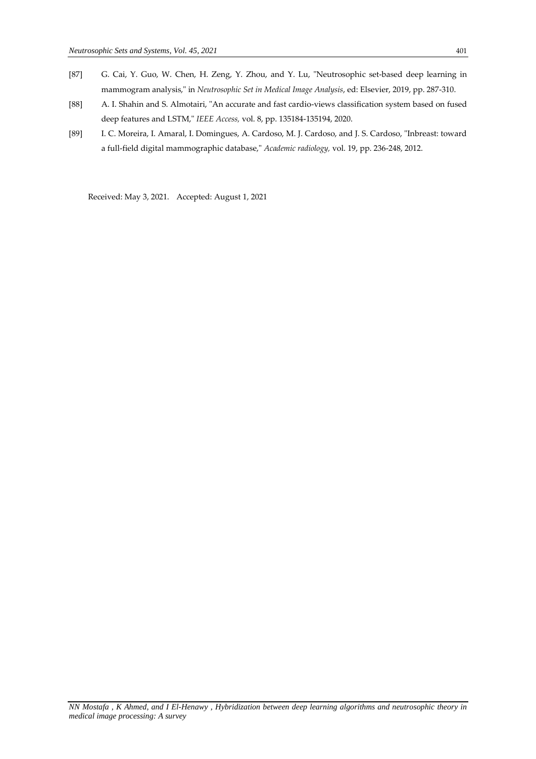[87] G. Cai, Y. Guo, W. Chen, H. Zeng, Y. Zhou, and Y. Lu, "Neutrosophic set-based deep learning in mammogram analysis," in *Neutrosophic Set in Medical Image Analysis*, ed: Elsevier, 2019, pp. 287-310.

[88] A. I. Shahin and S. Almotairi, "An accurate and fast cardio-views classification system based on fused deep features and LSTM," *IEEE Access,* vol. 8, pp. 135184-135194, 2020.

[89] I. C. Moreira, I. Amaral, I. Domingues, A. Cardoso, M. J. Cardoso, and J. S. Cardoso, "Inbreast: toward a full-field digital mammographic database," *Academic radiology,* vol. 19, pp. 236-248, 2012.

Received: May 3, 2021. Accepted: August 1, 2021